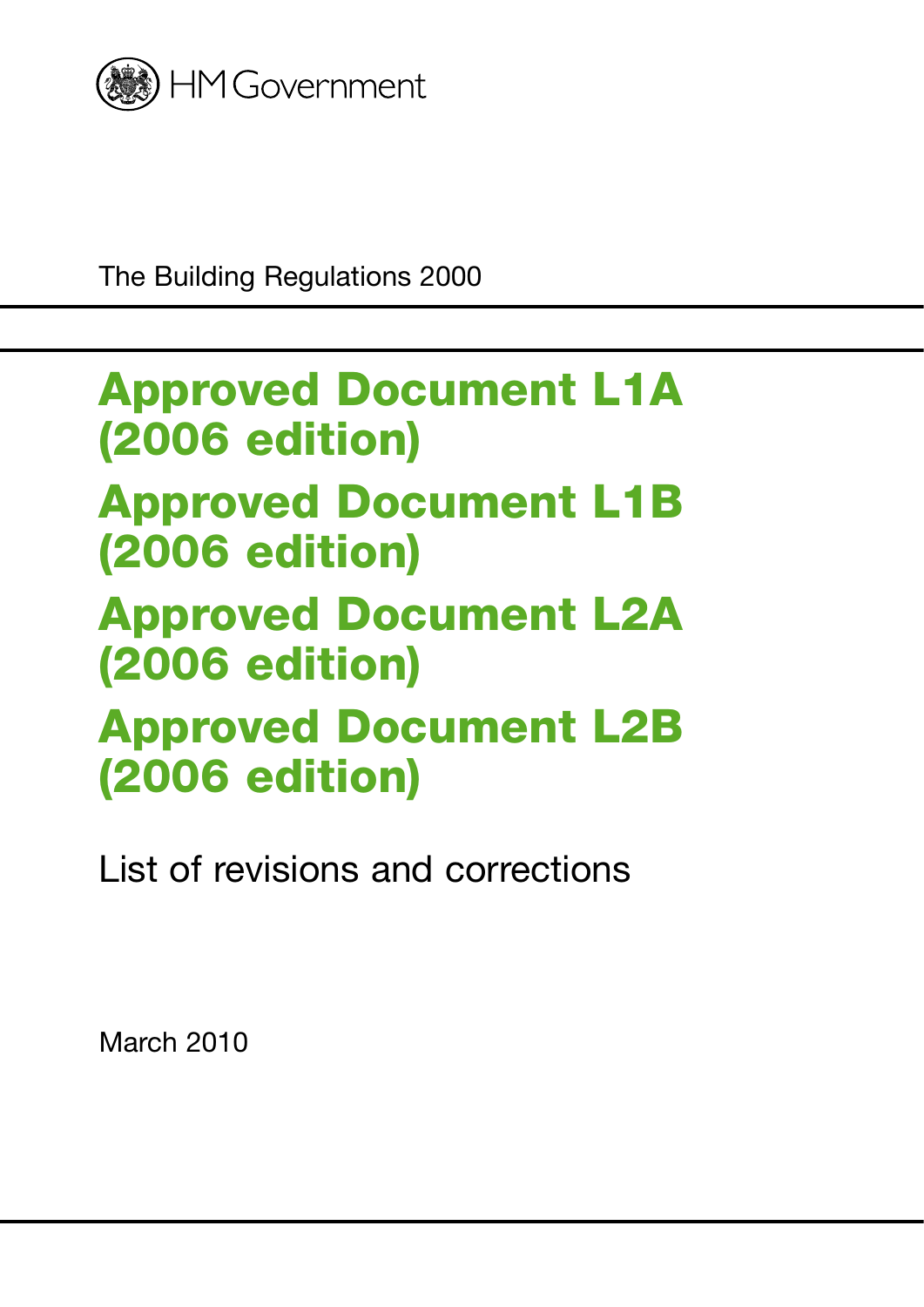HM Government

The Building Regulations 2000

# Approved Document L1A (2006 edition)

# Approved Document L1B (2006 edition)

# Approved Document L2A (2006 edition)

# Approved Document L2B (2006 edition)

List of revisions and corrections

March 2010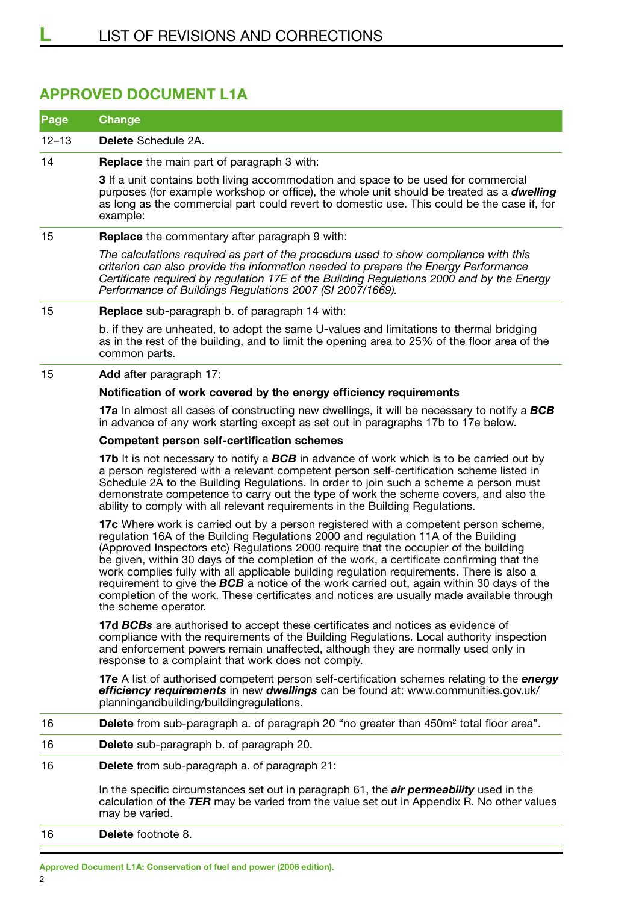# L LIST OF REVISIONS AND CORRECTIONS

## APPROVED DOCUMENT L1A

| Page | Change |
|---|---|
| 12–13 | **Delete** Schedule 2A. |
| 14 | **Replace** the main part of paragraph 3 with: <br><br> **3** If a unit contains both living accommodation and space to be used for commercial purposes (for example workshop or office), the whole unit should be treated as a ***dwelling*** as long as the commercial part could revert to domestic use. This could be the case if, for example: |
| 15 | **Replace** the commentary after paragraph 9 with: <br><br> *The calculations required as part of the procedure used to show compliance with this criterion can also provide the information needed to prepare the Energy Performance Certificate required by regulation 17E of the Building Regulations 2000 and by the Energy Performance of Buildings Regulations 2007 (SI 2007/1669).* |
| 15 | **Replace** sub-paragraph b. of paragraph 14 with: <br><br> b. if they are unheated, to adopt the same U-values and limitations to thermal bridging as in the rest of the building, and to limit the opening area to 25% of the floor area of the common parts. |
| 15 | **Add** after paragraph 17: <br><br> **Notification of work covered by the energy efficiency requirements** <br><br> **17a** In almost all cases of constructing new dwellings, it will be necessary to notify a ***BCB*** in advance of any work starting except as set out in paragraphs 17b to 17e below. <br><br> **Competent person self-certification schemes** <br><br> **17b** It is not necessary to notify a ***BCB*** in advance of work which is to be carried out by a person registered with a relevant competent person self-certification scheme listed in Schedule 2A to the Building Regulations. In order to join such a scheme a person must demonstrate competence to carry out the type of work the scheme covers, and also the ability to comply with all relevant requirements in the Building Regulations. <br><br> **17c** Where work is carried out by a person registered with a competent person scheme, regulation 16A of the Building Regulations 2000 and regulation 11A of the Building (Approved Inspectors etc) Regulations 2000 require that the occupier of the building be given, within 30 days of the completion of the work, a certificate confirming that the work complies fully with all applicable building regulation requirements. There is also a requirement to give the ***BCB*** a notice of the work carried out, again within 30 days of the completion of the work. These certificates and notices are usually made available through the scheme operator. <br><br> **17d** ***BCBs*** are authorised to accept these certificates and notices as evidence of compliance with the requirements of the Building Regulations. Local authority inspection and enforcement powers remain unaffected, although they are normally used only in response to a complaint that work does not comply. <br><br> **17e** A list of authorised competent person self-certification schemes relating to the ***energy efficiency requirements*** in new ***dwellings*** can be found at: www.communities.gov.uk/planningandbuilding/buildingregulations. |
| 16 | **Delete** from sub-paragraph a. of paragraph 20 "no greater than 450m² total floor area". |
| 16 | **Delete** sub-paragraph b. of paragraph 20. |
| 16 | **Delete** from sub-paragraph a. of paragraph 21: <br><br> In the specific circumstances set out in paragraph 61, the ***air permeability*** used in the calculation of the ***TER*** may be varied from the value set out in Appendix R. No other values may be varied. |
| 16 | **Delete** footnote 8. |

Approved Document L1A: Conservation of fuel and power (2006 edition).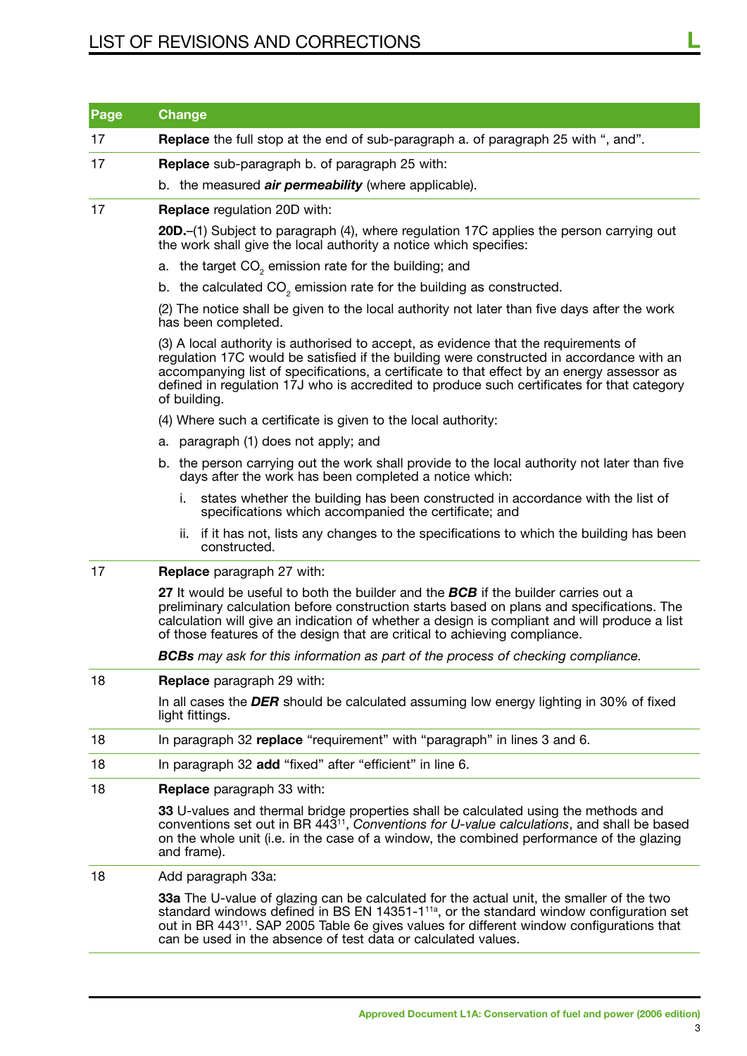# LIST OF REVISIONS AND CORRECTIONS

| Page | Change |
|---|---|
| 17 | **Replace** the full stop at the end of sub-paragraph a. of paragraph 25 with ", and". |
| 17 | **Replace** sub-paragraph b. of paragraph 25 with:<br><br>b. the measured ***air permeability*** (where applicable). |
| 17 | **Replace** regulation 20D with:<br><br>**20D.**–(1) Subject to paragraph (4), where regulation 17C applies the person carrying out the work shall give the local authority a notice which specifies:<br><br>a. the target $CO_2$ emission rate for the building; and<br><br>b. the calculated $CO_2$ emission rate for the building as constructed.<br><br>(2) The notice shall be given to the local authority not later than five days after the work has been completed.<br><br>(3) A local authority is authorised to accept, as evidence that the requirements of regulation 17C would be satisfied if the building were constructed in accordance with an accompanying list of specifications, a certificate to that effect by an energy assessor as defined in regulation 17J who is accredited to produce such certificates for that category of building.<br><br>(4) Where such a certificate is given to the local authority:<br><br>a. paragraph (1) does not apply; and<br><br>b. the person carrying out the work shall provide to the local authority not later than five days after the work has been completed a notice which:<br><br>i. states whether the building has been constructed in accordance with the list of specifications which accompanied the certificate; and<br><br>ii. if it has not, lists any changes to the specifications to which the building has been constructed. |
| 17 | **Replace** paragraph 27 with:<br><br>**27** It would be useful to both the builder and the ***BCB*** if the builder carries out a preliminary calculation before construction starts based on plans and specifications. The calculation will give an indication of whether a design is compliant and will produce a list of those features of the design that are critical to achieving compliance.<br><br>***BCBs*** *may ask for this information as part of the process of checking compliance.* |
| 18 | **Replace** paragraph 29 with:<br><br>In all cases the ***DER*** should be calculated assuming low energy lighting in 30% of fixed light fittings. |
| 18 | In paragraph 32 **replace** "requirement" with "paragraph" in lines 3 and 6. |
| 18 | In paragraph 32 **add** "fixed" after "efficient" in line 6. |
| 18 | **Replace** paragraph 33 with:<br><br>**33** U-values and thermal bridge properties shall be calculated using the methods and conventions set out in BR 443[11], *Conventions for U-value calculations*, and shall be based on the whole unit (i.e. in the case of a window, the combined performance of the glazing and frame). |
| 18 | Add paragraph 33a:<br><br>**33a** The U-value of glazing can be calculated for the actual unit, the smaller of the two standard windows defined in BS EN 14351-1[11a], or the standard window configuration set out in BR 443[11]. SAP 2005 Table 6e gives values for different window configurations that can be used in the absence of test data or calculated values. |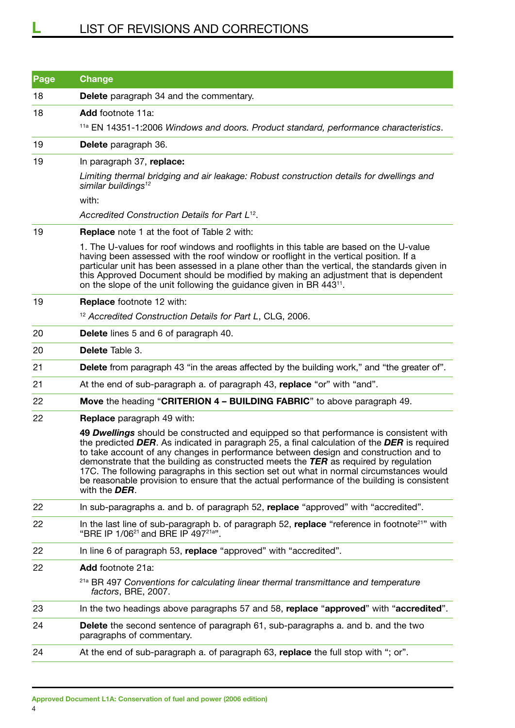# L LIST OF REVISIONS AND CORRECTIONS

| Page | Change |
|---|---|
| 18 | **Delete** paragraph 34 and the commentary. |
| 18 | **Add** footnote 11a:<br>[11a] EN 14351-1:2006 *Windows and doors. Product standard, performance characteristics*. |
| 19 | **Delete** paragraph 36. |
| 19 | In paragraph 37, **replace:**<br>*Limiting thermal bridging and air leakage: Robust construction details for dwellings and similar buildings*[12]<br>with:<br>*Accredited Construction Details for Part L*[12]. |
| 19 | **Replace** note 1 at the foot of Table 2 with:<br>1. The U-values for roof windows and rooflights in this table are based on the U-value having been assessed with the roof window or rooflight in the vertical position. If a particular unit has been assessed in a plane other than the vertical, the standards given in this Approved Document should be modified by making an adjustment that is dependent on the slope of the unit following the guidance given in BR 443[11]. |
| 19 | **Replace** footnote 12 with:<br>[12] *Accredited Construction Details for Part L*, CLG, 2006. |
| 20 | **Delete** lines 5 and 6 of paragraph 40. |
| 20 | **Delete** Table 3. |
| 21 | **Delete** from paragraph 43 "in the areas affected by the building work," and "the greater of". |
| 21 | At the end of sub-paragraph a. of paragraph 43, **replace** "or" with "and". |
| 22 | **Move** the heading "**CRITERION 4 – BUILDING FABRIC**" to above paragraph 49. |
| 22 | **Replace** paragraph 49 with:<br>**49** ***Dwellings*** should be constructed and equipped so that performance is consistent with the predicted ***DER***. As indicated in paragraph 25, a final calculation of the ***DER*** is required to take account of any changes in performance between design and construction and to demonstrate that the building as constructed meets the ***TER*** as required by regulation 17C. The following paragraphs in this section set out what in normal circumstances would be reasonable provision to ensure that the actual performance of the building is consistent with the ***DER***. |
| 22 | In sub-paragraphs a. and b. of paragraph 52, **replace** "approved" with "accredited". |
| 22 | In the last line of sub-paragraph b. of paragraph 52, **replace** "reference in footnote[21]" with "BRE IP 1/06[21] and BRE IP 497[21a]". |
| 22 | In line 6 of paragraph 53, **replace** "approved" with "accredited". |
| 22 | **Add** footnote 21a:<br>[21a] BR 497 *Conventions for calculating linear thermal transmittance and temperature factors*, BRE, 2007. |
| 23 | In the two headings above paragraphs 57 and 58, **replace** "**approved**" with "**accredited**". |
| 24 | **Delete** the second sentence of paragraph 61, sub-paragraphs a. and b. and the two paragraphs of commentary. |
| 24 | At the end of sub-paragraph a. of paragraph 63, **replace** the full stop with "; or". |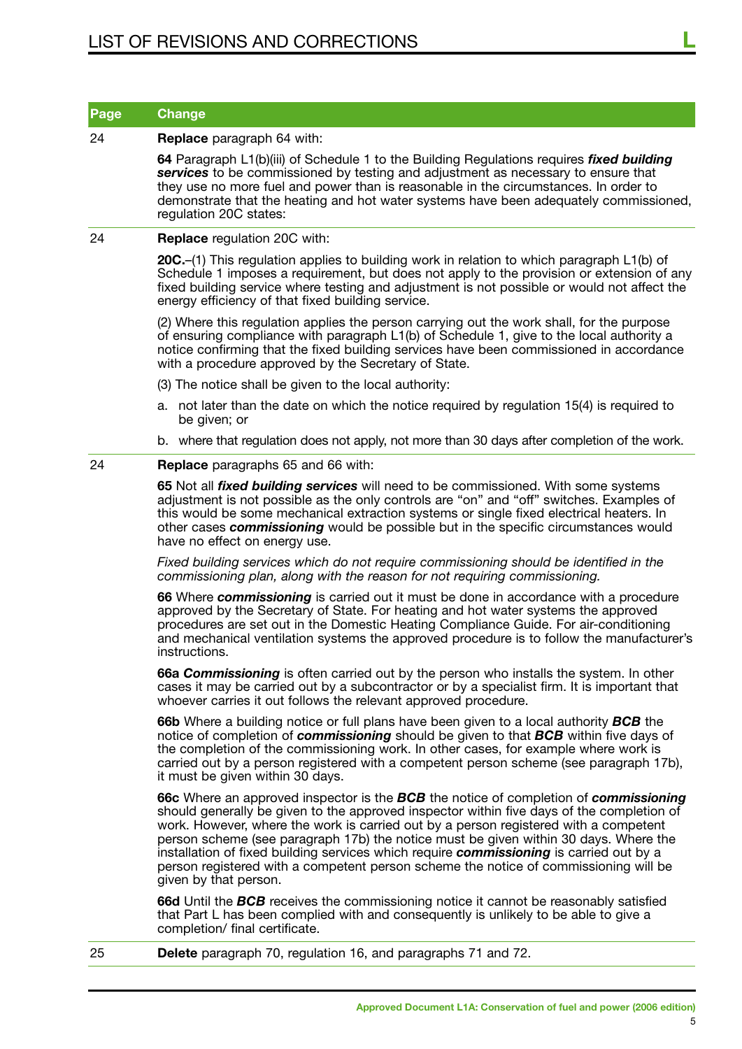| Page | Change |
|---|---|
| 24 | **Replace** paragraph 64 with:<br><br>**64** Paragraph L1(b)(iii) of Schedule 1 to the Building Regulations requires ***fixed building services*** to be commissioned by testing and adjustment as necessary to ensure that they use no more fuel and power than is reasonable in the circumstances. In order to demonstrate that the heating and hot water systems have been adequately commissioned, regulation 20C states: |
| 24 | **Replace** regulation 20C with:<br><br>**20C.**–(1) This regulation applies to building work in relation to which paragraph L1(b) of Schedule 1 imposes a requirement, but does not apply to the provision or extension of any fixed building service where testing and adjustment is not possible or would not affect the energy efficiency of that fixed building service.<br><br>(2) Where this regulation applies the person carrying out the work shall, for the purpose of ensuring compliance with paragraph L1(b) of Schedule 1, give to the local authority a notice confirming that the fixed building services have been commissioned in accordance with a procedure approved by the Secretary of State.<br><br>(3) The notice shall be given to the local authority:<br><br>a. not later than the date on which the notice required by regulation 15(4) is required to be given; or<br><br>b. where that regulation does not apply, not more than 30 days after completion of the work. |
| 24 | **Replace** paragraphs 65 and 66 with:<br><br>**65** Not all ***fixed building services*** will need to be commissioned. With some systems adjustment is not possible as the only controls are "on" and "off" switches. Examples of this would be some mechanical extraction systems or single fixed electrical heaters. In other cases ***commissioning*** would be possible but in the specific circumstances would have no effect on energy use.<br><br>*Fixed building services which do not require commissioning should be identified in the commissioning plan, along with the reason for not requiring commissioning.*<br><br>**66** Where ***commissioning*** is carried out it must be done in accordance with a procedure approved by the Secretary of State. For heating and hot water systems the approved procedures are set out in the Domestic Heating Compliance Guide. For air-conditioning and mechanical ventilation systems the approved procedure is to follow the manufacturer's instructions.<br><br>**66a *Commissioning*** is often carried out by the person who installs the system. In other cases it may be carried out by a subcontractor or by a specialist firm. It is important that whoever carries it out follows the relevant approved procedure.<br><br>**66b** Where a building notice or full plans have been given to a local authority ***BCB*** the notice of completion of ***commissioning*** should be given to that ***BCB*** within five days of the completion of the commissioning work. In other cases, for example where work is carried out by a person registered with a competent person scheme (see paragraph 17b), it must be given within 30 days.<br><br>**66c** Where an approved inspector is the ***BCB*** the notice of completion of ***commissioning*** should generally be given to the approved inspector within five days of the completion of work. However, where the work is carried out by a person registered with a competent person scheme (see paragraph 17b) the notice must be given within 30 days. Where the installation of fixed building services which require ***commissioning*** is carried out by a person registered with a competent person scheme the notice of commissioning will be given by that person.<br><br>**66d** Until the ***BCB*** receives the commissioning notice it cannot be reasonably satisfied that Part L has been complied with and consequently is unlikely to be able to give a completion/ final certificate. |
| 25 | **Delete** paragraph 70, regulation 16, and paragraphs 71 and 72. |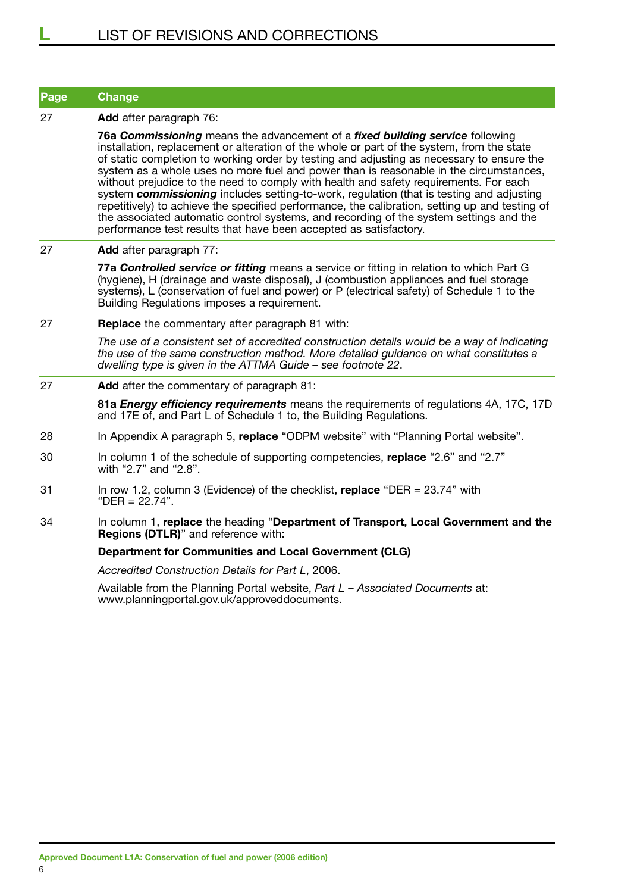# L LIST OF REVISIONS AND CORRECTIONS

| Page | Change |
|---|---|
| 27 | **Add** after paragraph 76:<br><br>**76a *Commissioning*** means the advancement of a ***fixed building service*** following installation, replacement or alteration of the whole or part of the system, from the state of static completion to working order by testing and adjusting as necessary to ensure the system as a whole uses no more fuel and power than is reasonable in the circumstances, without prejudice to the need to comply with health and safety requirements. For each system ***commissioning*** includes setting-to-work, regulation (that is testing and adjusting repetitively) to achieve the specified performance, the calibration, setting up and testing of the associated automatic control systems, and recording of the system settings and the performance test results that have been accepted as satisfactory. |
| 27 | **Add** after paragraph 77:<br><br>**77a *Controlled service or fitting*** means a service or fitting in relation to which Part G (hygiene), H (drainage and waste disposal), J (combustion appliances and fuel storage systems), L (conservation of fuel and power) or P (electrical safety) of Schedule 1 to the Building Regulations imposes a requirement. |
| 27 | **Replace** the commentary after paragraph 81 with:<br><br>*The use of a consistent set of accredited construction details would be a way of indicating the use of the same construction method. More detailed guidance on what constitutes a dwelling type is given in the ATTMA Guide – see footnote 22.* |
| 27 | **Add** after the commentary of paragraph 81:<br><br>**81a *Energy efficiency requirements*** means the requirements of regulations 4A, 17C, 17D and 17E of, and Part L of Schedule 1 to, the Building Regulations. |
| 28 | In Appendix A paragraph 5, **replace** "ODPM website" with "Planning Portal website". |
| 30 | In column 1 of the schedule of supporting competencies, **replace** "2.6" and "2.7" with "2.7" and "2.8". |
| 31 | In row 1.2, column 3 (Evidence) of the checklist, **replace** "DER = 23.74" with "DER = 22.74". |
| 34 | In column 1, **replace** the heading "**Department of Transport, Local Government and the Regions (DTLR)**" and reference with:<br><br>**Department for Communities and Local Government (CLG)**<br><br>*Accredited Construction Details for Part L*, 2006.<br><br>Available from the Planning Portal website, *Part L – Associated Documents* at: www.planningportal.gov.uk/approveddocuments. |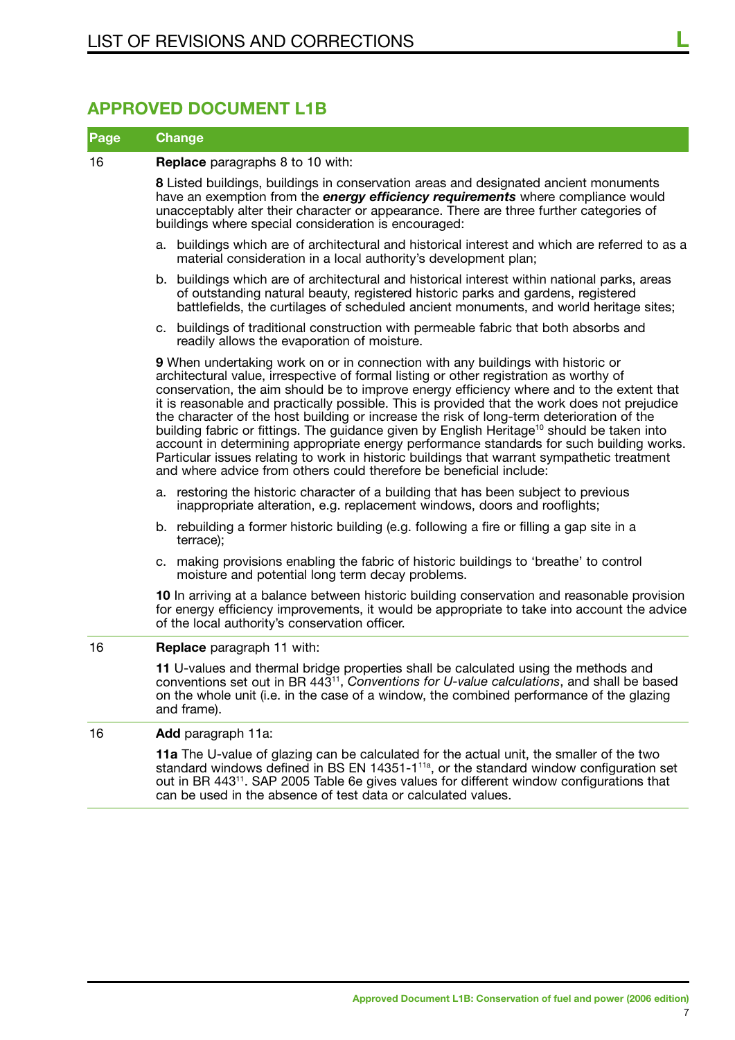# LIST OF REVISIONS AND CORRECTIONS

## APPROVED DOCUMENT L1B

| Page | Change |
|---|---|
| 16 | **Replace** paragraphs 8 to 10 with:<br><br>**8** Listed buildings, buildings in conservation areas and designated ancient monuments have an exemption from the ***energy efficiency requirements*** where compliance would unacceptably alter their character or appearance. There are three further categories of buildings where special consideration is encouraged:<br><br>a. buildings which are of architectural and historical interest and which are referred to as a material consideration in a local authority's development plan;<br><br>b. buildings which are of architectural and historical interest within national parks, areas of outstanding natural beauty, registered historic parks and gardens, registered battlefields, the curtilages of scheduled ancient monuments, and world heritage sites;<br><br>c. buildings of traditional construction with permeable fabric that both absorbs and readily allows the evaporation of moisture.<br><br>**9** When undertaking work on or in connection with any buildings with historic or architectural value, irrespective of formal listing or other registration as worthy of conservation, the aim should be to improve energy efficiency where and to the extent that it is reasonable and practically possible. This is provided that the work does not prejudice the character of the host building or increase the risk of long-term deterioration of the building fabric or fittings. The guidance given by English Heritage[10] should be taken into account in determining appropriate energy performance standards for such building works. Particular issues relating to work in historic buildings that warrant sympathetic treatment and where advice from others could therefore be beneficial include:<br><br>a. restoring the historic character of a building that has been subject to previous inappropriate alteration, e.g. replacement windows, doors and rooflights;<br><br>b. rebuilding a former historic building (e.g. following a fire or filling a gap site in a terrace);<br><br>c. making provisions enabling the fabric of historic buildings to 'breathe' to control moisture and potential long term decay problems.<br><br>**10** In arriving at a balance between historic building conservation and reasonable provision for energy efficiency improvements, it would be appropriate to take into account the advice of the local authority's conservation officer. |
| 16 | **Replace** paragraph 11 with:<br><br>**11** U-values and thermal bridge properties shall be calculated using the methods and conventions set out in BR 443[11], *Conventions for U-value calculations*, and shall be based on the whole unit (i.e. in the case of a window, the combined performance of the glazing and frame). |
| 16 | **Add** paragraph 11a:<br><br>**11a** The U-value of glazing can be calculated for the actual unit, the smaller of the two standard windows defined in BS EN 14351-1[11a], or the standard window configuration set out in BR 443[11]. SAP 2005 Table 6e gives values for different window configurations that can be used in the absence of test data or calculated values. |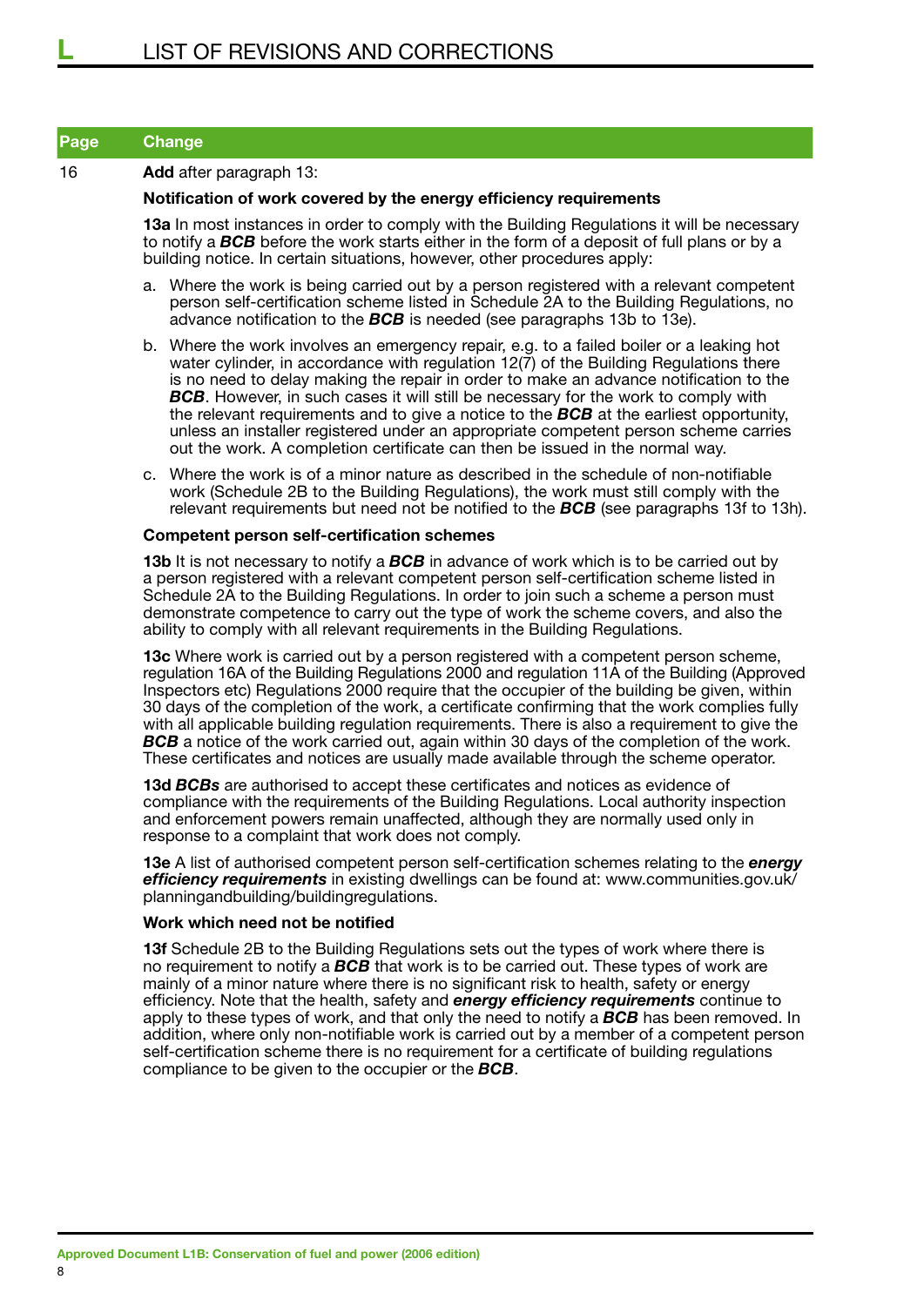# L LIST OF REVISIONS AND CORRECTIONS

| Page | Change |
|---|---|
| 16 | **Add** after paragraph 13: |

**Notification of work covered by the energy efficiency requirements**

**13a** In most instances in order to comply with the Building Regulations it will be necessary to notify a ***BCB*** before the work starts either in the form of a deposit of full plans or by a building notice. In certain situations, however, other procedures apply:

a. Where the work is being carried out by a person registered with a relevant competent person self-certification scheme listed in Schedule 2A to the Building Regulations, no advance notification to the ***BCB*** is needed (see paragraphs 13b to 13e).

b. Where the work involves an emergency repair, e.g. to a failed boiler or a leaking hot water cylinder, in accordance with regulation 12(7) of the Building Regulations there is no need to delay making the repair in order to make an advance notification to the ***BCB***. However, in such cases it will still be necessary for the work to comply with the relevant requirements and to give a notice to the ***BCB*** at the earliest opportunity, unless an installer registered under an appropriate competent person scheme carries out the work. A completion certificate can then be issued in the normal way.

c. Where the work is of a minor nature as described in the schedule of non-notifiable work (Schedule 2B to the Building Regulations), the work must still comply with the relevant requirements but need not be notified to the ***BCB*** (see paragraphs 13f to 13h).

**Competent person self-certification schemes**

**13b** It is not necessary to notify a ***BCB*** in advance of work which is to be carried out by a person registered with a relevant competent person self-certification scheme listed in Schedule 2A to the Building Regulations. In order to join such a scheme a person must demonstrate competence to carry out the type of work the scheme covers, and also the ability to comply with all relevant requirements in the Building Regulations.

**13c** Where work is carried out by a person registered with a competent person scheme, regulation 16A of the Building Regulations 2000 and regulation 11A of the Building (Approved Inspectors etc) Regulations 2000 require that the occupier of the building be given, within 30 days of the completion of the work, a certificate confirming that the work complies fully with all applicable building regulation requirements. There is also a requirement to give the ***BCB*** a notice of the work carried out, again within 30 days of the completion of the work. These certificates and notices are usually made available through the scheme operator.

**13d** ***BCBs*** are authorised to accept these certificates and notices as evidence of compliance with the requirements of the Building Regulations. Local authority inspection and enforcement powers remain unaffected, although they are normally used only in response to a complaint that work does not comply.

**13e** A list of authorised competent person self-certification schemes relating to the ***energy efficiency requirements*** in existing dwellings can be found at: www.communities.gov.uk/planningandbuilding/buildingregulations.

**Work which need not be notified**

**13f** Schedule 2B to the Building Regulations sets out the types of work where there is no requirement to notify a ***BCB*** that work is to be carried out. These types of work are mainly of a minor nature where there is no significant risk to health, safety or energy efficiency. Note that the health, safety and ***energy efficiency requirements*** continue to apply to these types of work, and that only the need to notify a ***BCB*** has been removed. In addition, where only non-notifiable work is carried out by a member of a competent person self-certification scheme there is no requirement for a certificate of building regulations compliance to be given to the occupier or the ***BCB***.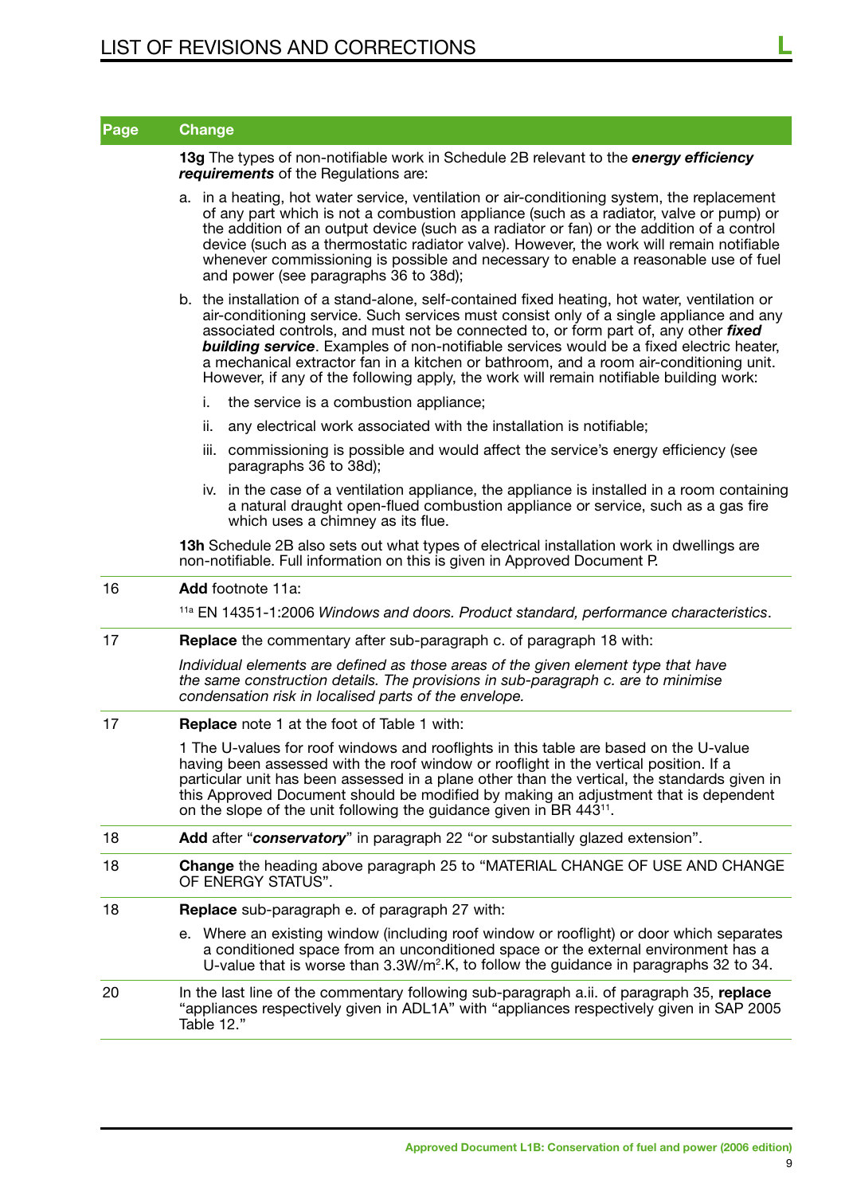# LIST OF REVISIONS AND CORRECTIONS

| Page | Change |
|---|---|
| | **13g** The types of non-notifiable work in Schedule 2B relevant to the ***energy efficiency requirements*** of the Regulations are:<br><br>a. in a heating, hot water service, ventilation or air-conditioning system, the replacement of any part which is not a combustion appliance (such as a radiator, valve or pump) or the addition of an output device (such as a radiator or fan) or the addition of a control device (such as a thermostatic radiator valve). However, the work will remain notifiable whenever commissioning is possible and necessary to enable a reasonable use of fuel and power (see paragraphs 36 to 38d);<br><br>b. the installation of a stand-alone, self-contained fixed heating, hot water, ventilation or air-conditioning service. Such services must consist only of a single appliance and any associated controls, and must not be connected to, or form part of, any other ***fixed building service***. Examples of non-notifiable services would be a fixed electric heater, a mechanical extractor fan in a kitchen or bathroom, and a room air-conditioning unit. However, if any of the following apply, the work will remain notifiable building work:<br><br>i. the service is a combustion appliance;<br><br>ii. any electrical work associated with the installation is notifiable;<br><br>iii. commissioning is possible and would affect the service's energy efficiency (see paragraphs 36 to 38d);<br><br>iv. in the case of a ventilation appliance, the appliance is installed in a room containing a natural draught open-flued combustion appliance or service, such as a gas fire which uses a chimney as its flue.<br><br>**13h** Schedule 2B also sets out what types of electrical installation work in dwellings are non-notifiable. Full information on this is given in Approved Document P. |
| 16 | **Add** footnote 11a:<br><br>[11a] EN 14351-1:2006 *Windows and doors. Product standard, performance characteristics*. |
| 17 | **Replace** the commentary after sub-paragraph c. of paragraph 18 with:<br><br>*Individual elements are defined as those areas of the given element type that have the same construction details. The provisions in sub-paragraph c. are to minimise condensation risk in localised parts of the envelope.* |
| 17 | **Replace** note 1 at the foot of Table 1 with:<br><br>1 The U-values for roof windows and rooflights in this table are based on the U-value having been assessed with the roof window or rooflight in the vertical position. If a particular unit has been assessed in a plane other than the vertical, the standards given in this Approved Document should be modified by making an adjustment that is dependent on the slope of the unit following the guidance given in BR 443[11]. |
| 18 | **Add** after "***conservatory***" in paragraph 22 "or substantially glazed extension". |
| 18 | **Change** the heading above paragraph 25 to "MATERIAL CHANGE OF USE AND CHANGE OF ENERGY STATUS". |
| 18 | **Replace** sub-paragraph e. of paragraph 27 with:<br><br>e. Where an existing window (including roof window or rooflight) or door which separates a conditioned space from an unconditioned space or the external environment has a U-value that is worse than 3.3W/m$^2$.K, to follow the guidance in paragraphs 32 to 34. |
| 20 | In the last line of the commentary following sub-paragraph a.ii. of paragraph 35, **replace** "appliances respectively given in ADL1A" with "appliances respectively given in SAP 2005 Table 12." |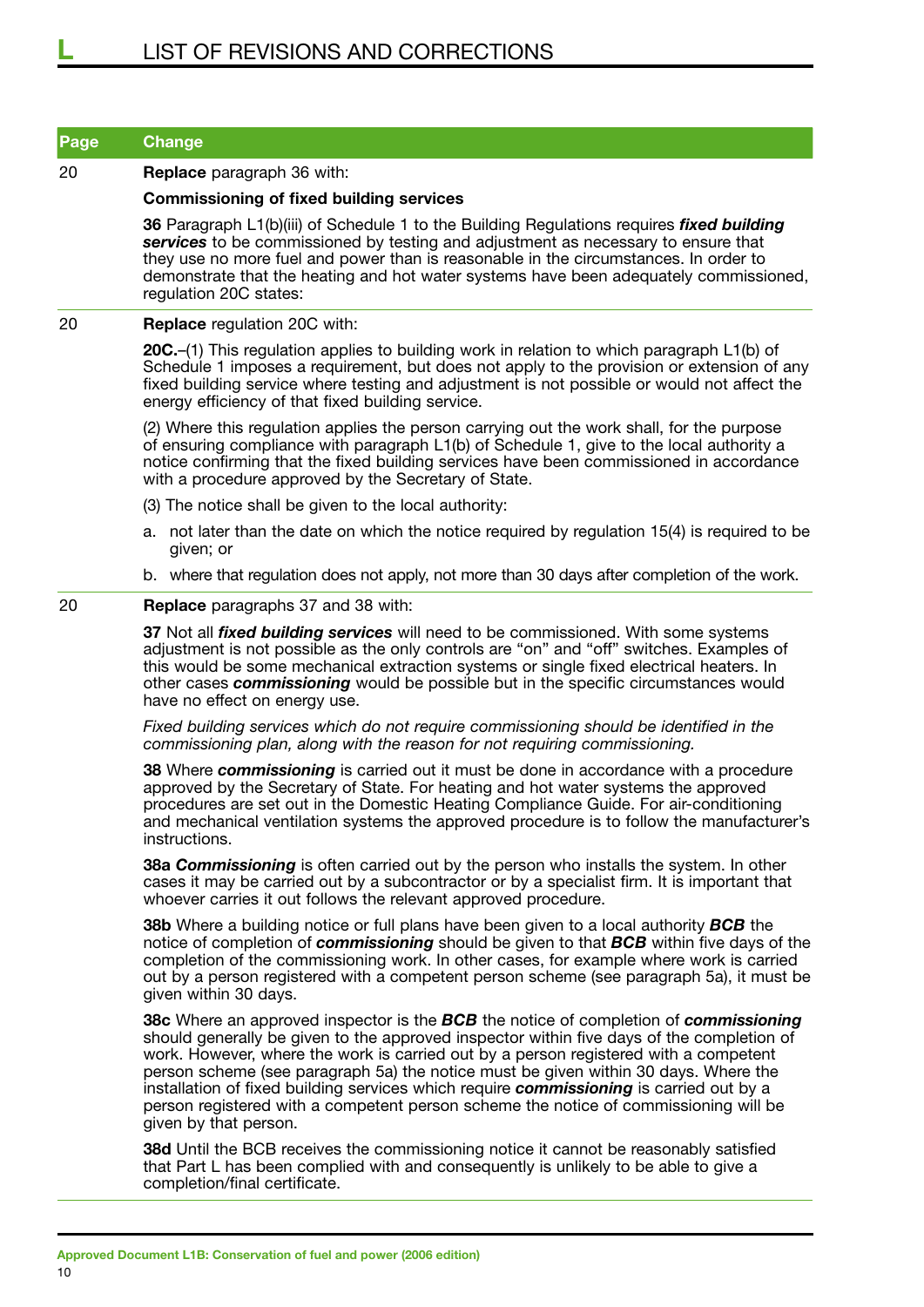# L LIST OF REVISIONS AND CORRECTIONS

| Page | Change |
|---|---|
| 20 | **Replace** paragraph 36 with:<br><br>**Commissioning of fixed building services**<br><br>**36** Paragraph L1(b)(iii) of Schedule 1 to the Building Regulations requires ***fixed building services*** to be commissioned by testing and adjustment as necessary to ensure that they use no more fuel and power than is reasonable in the circumstances. In order to demonstrate that the heating and hot water systems have been adequately commissioned, regulation 20C states: |
| 20 | **Replace** regulation 20C with:<br><br>**20C.**–(1) This regulation applies to building work in relation to which paragraph L1(b) of Schedule 1 imposes a requirement, but does not apply to the provision or extension of any fixed building service where testing and adjustment is not possible or would not affect the energy efficiency of that fixed building service.<br><br>(2) Where this regulation applies the person carrying out the work shall, for the purpose of ensuring compliance with paragraph L1(b) of Schedule 1, give to the local authority a notice confirming that the fixed building services have been commissioned in accordance with a procedure approved by the Secretary of State.<br><br>(3) The notice shall be given to the local authority:<br><br>a. not later than the date on which the notice required by regulation 15(4) is required to be given; or<br><br>b. where that regulation does not apply, not more than 30 days after completion of the work. |
| 20 | **Replace** paragraphs 37 and 38 with:<br><br>**37** Not all ***fixed building services*** will need to be commissioned. With some systems adjustment is not possible as the only controls are "on" and "off" switches. Examples of this would be some mechanical extraction systems or single fixed electrical heaters. In other cases ***commissioning*** would be possible but in the specific circumstances would have no effect on energy use.<br><br>*Fixed building services which do not require commissioning should be identified in the commissioning plan, along with the reason for not requiring commissioning.*<br><br>**38** Where ***commissioning*** is carried out it must be done in accordance with a procedure approved by the Secretary of State. For heating and hot water systems the approved procedures are set out in the Domestic Heating Compliance Guide. For air-conditioning and mechanical ventilation systems the approved procedure is to follow the manufacturer's instructions.<br><br>**38a** ***Commissioning*** is often carried out by the person who installs the system. In other cases it may be carried out by a subcontractor or by a specialist firm. It is important that whoever carries it out follows the relevant approved procedure.<br><br>**38b** Where a building notice or full plans have been given to a local authority ***BCB*** the notice of completion of ***commissioning*** should be given to that ***BCB*** within five days of the completion of the commissioning work. In other cases, for example where work is carried out by a person registered with a competent person scheme (see paragraph 5a), it must be given within 30 days.<br><br>**38c** Where an approved inspector is the ***BCB*** the notice of completion of ***commissioning*** should generally be given to the approved inspector within five days of the completion of work. However, where the work is carried out by a person registered with a competent person scheme (see paragraph 5a) the notice must be given within 30 days. Where the installation of fixed building services which require ***commissioning*** is carried out by a person registered with a competent person scheme the notice of commissioning will be given by that person.<br><br>**38d** Until the BCB receives the commissioning notice it cannot be reasonably satisfied that Part L has been complied with and consequently is unlikely to be able to give a completion/final certificate. |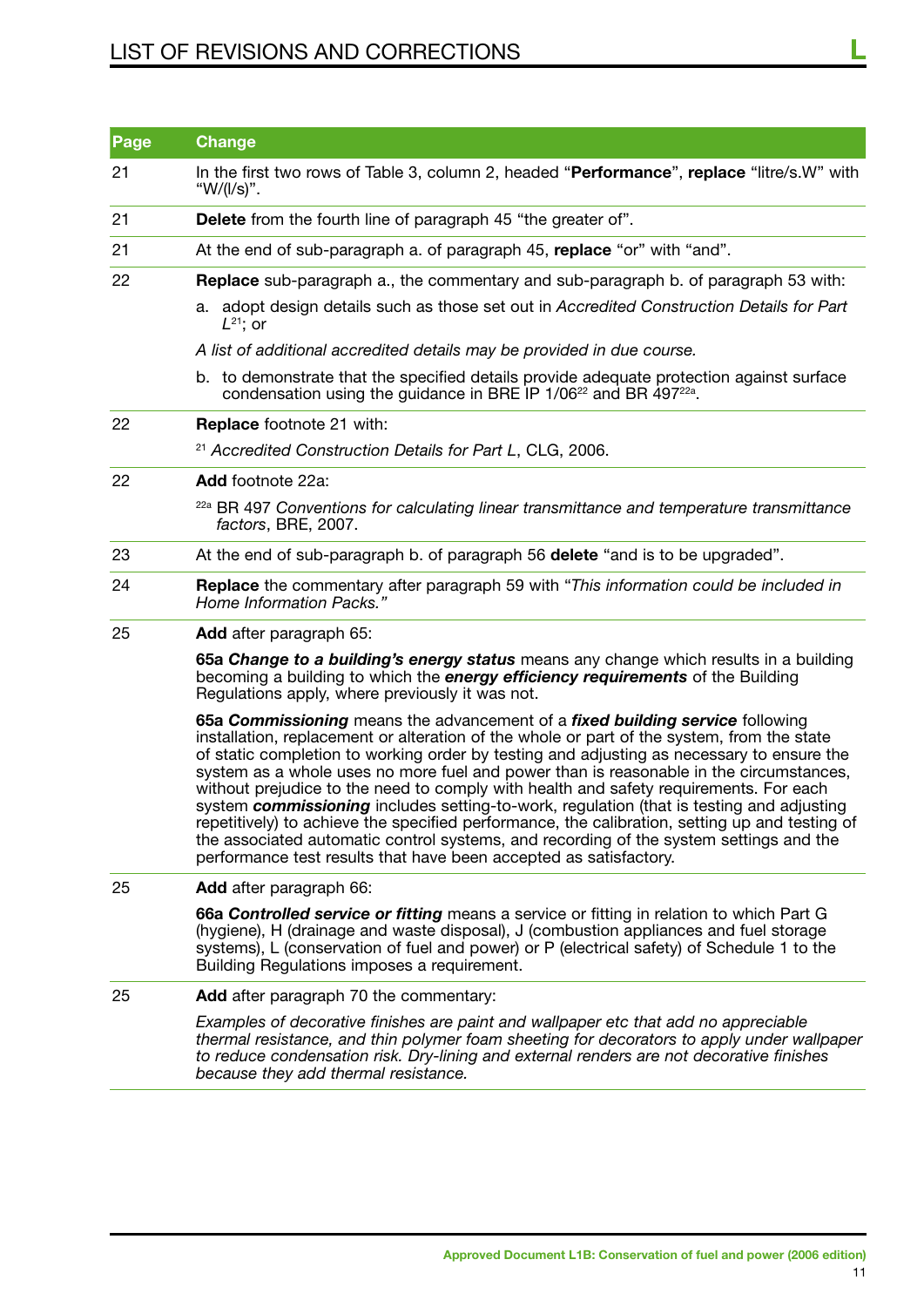# LIST OF REVISIONS AND CORRECTIONS

| Page | Change |
|---|---|
| 21 | In the first two rows of Table 3, column 2, headed "**Performance**", **replace** "litre/s.W" with "W/(l/s)". |
| 21 | **Delete** from the fourth line of paragraph 45 "the greater of". |
| 21 | At the end of sub-paragraph a. of paragraph 45, **replace** "or" with "and". |
| 22 | **Replace** sub-paragraph a., the commentary and sub-paragraph b. of paragraph 53 with:<br><br>a. adopt design details such as those set out in *Accredited Construction Details for Part L*[21]; or<br><br>*A list of additional accredited details may be provided in due course.*<br><br>b. to demonstrate that the specified details provide adequate protection against surface condensation using the guidance in BRE IP 1/06[22] and BR 497[22a]. |
| 22 | **Replace** footnote 21 with:<br><br>[21] *Accredited Construction Details for Part L*, CLG, 2006. |
| 22 | **Add** footnote 22a:<br><br>[22a] BR 497 *Conventions for calculating linear transmittance and temperature transmittance factors*, BRE, 2007. |
| 23 | At the end of sub-paragraph b. of paragraph 56 **delete** "and is to be upgraded". |
| 24 | **Replace** the commentary after paragraph 59 with "*This information could be included in Home Information Packs.*" |
| 25 | **Add** after paragraph 65:<br><br>**65a *Change to a building's energy status*** means any change which results in a building becoming a building to which the ***energy efficiency requirements*** of the Building Regulations apply, where previously it was not.<br><br>**65a *Commissioning*** means the advancement of a ***fixed building service*** following installation, replacement or alteration of the whole or part of the system, from the state of static completion to working order by testing and adjusting as necessary to ensure the system as a whole uses no more fuel and power than is reasonable in the circumstances, without prejudice to the need to comply with health and safety requirements. For each system ***commissioning*** includes setting-to-work, regulation (that is testing and adjusting repetitively) to achieve the specified performance, the calibration, setting up and testing of the associated automatic control systems, and recording of the system settings and the performance test results that have been accepted as satisfactory. |
| 25 | **Add** after paragraph 66:<br><br>**66a *Controlled service or fitting*** means a service or fitting in relation to which Part G (hygiene), H (drainage and waste disposal), J (combustion appliances and fuel storage systems), L (conservation of fuel and power) or P (electrical safety) of Schedule 1 to the Building Regulations imposes a requirement. |
| 25 | **Add** after paragraph 70 the commentary:<br><br>*Examples of decorative finishes are paint and wallpaper etc that add no appreciable thermal resistance, and thin polymer foam sheeting for decorators to apply under wallpaper to reduce condensation risk. Dry-lining and external renders are not decorative finishes because they add thermal resistance.* |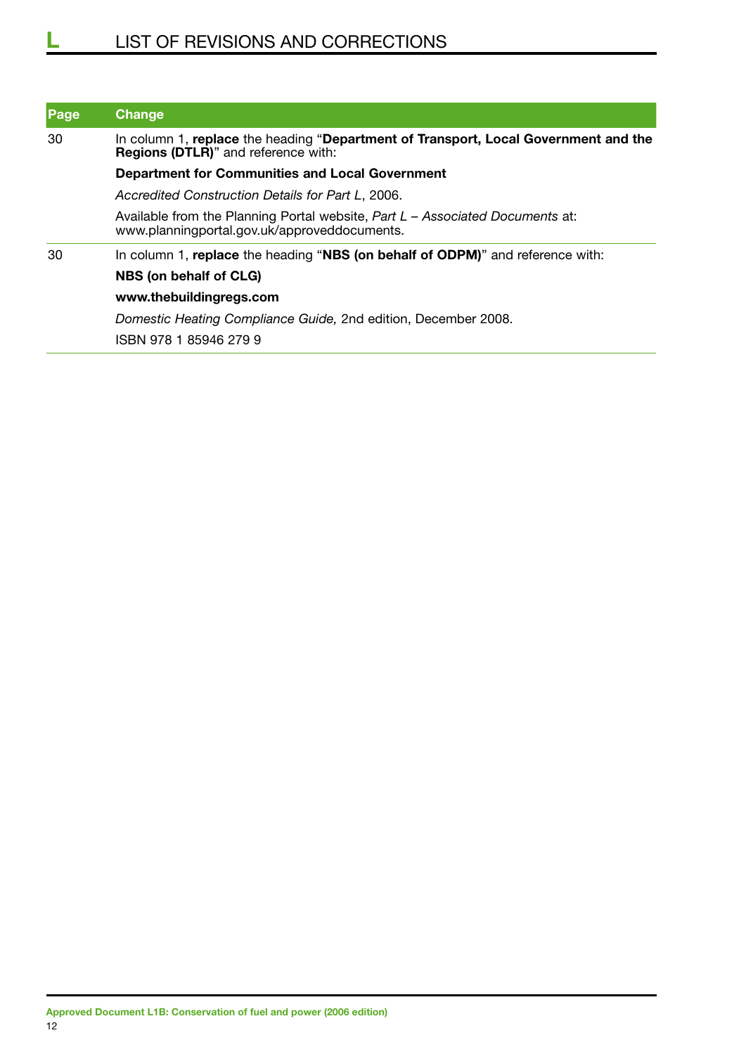# L LIST OF REVISIONS AND CORRECTIONS

| Page | Change |
| --- | --- |
| 30 | In column 1, **replace** the heading "**Department of Transport, Local Government and the Regions (DTLR)**" and reference with:<br><br>**Department for Communities and Local Government**<br><br>*Accredited Construction Details for Part L*, 2006.<br><br>Available from the Planning Portal website, *Part L – Associated Documents* at: www.planningportal.gov.uk/approveddocuments. |
| 30 | In column 1, **replace** the heading "**NBS (on behalf of ODPM)**" and reference with:<br><br>**NBS (on behalf of CLG)**<br><br>**www.thebuildingregs.com**<br><br>*Domestic Heating Compliance Guide,* 2nd edition, December 2008.<br><br>ISBN 978 1 85946 279 9 |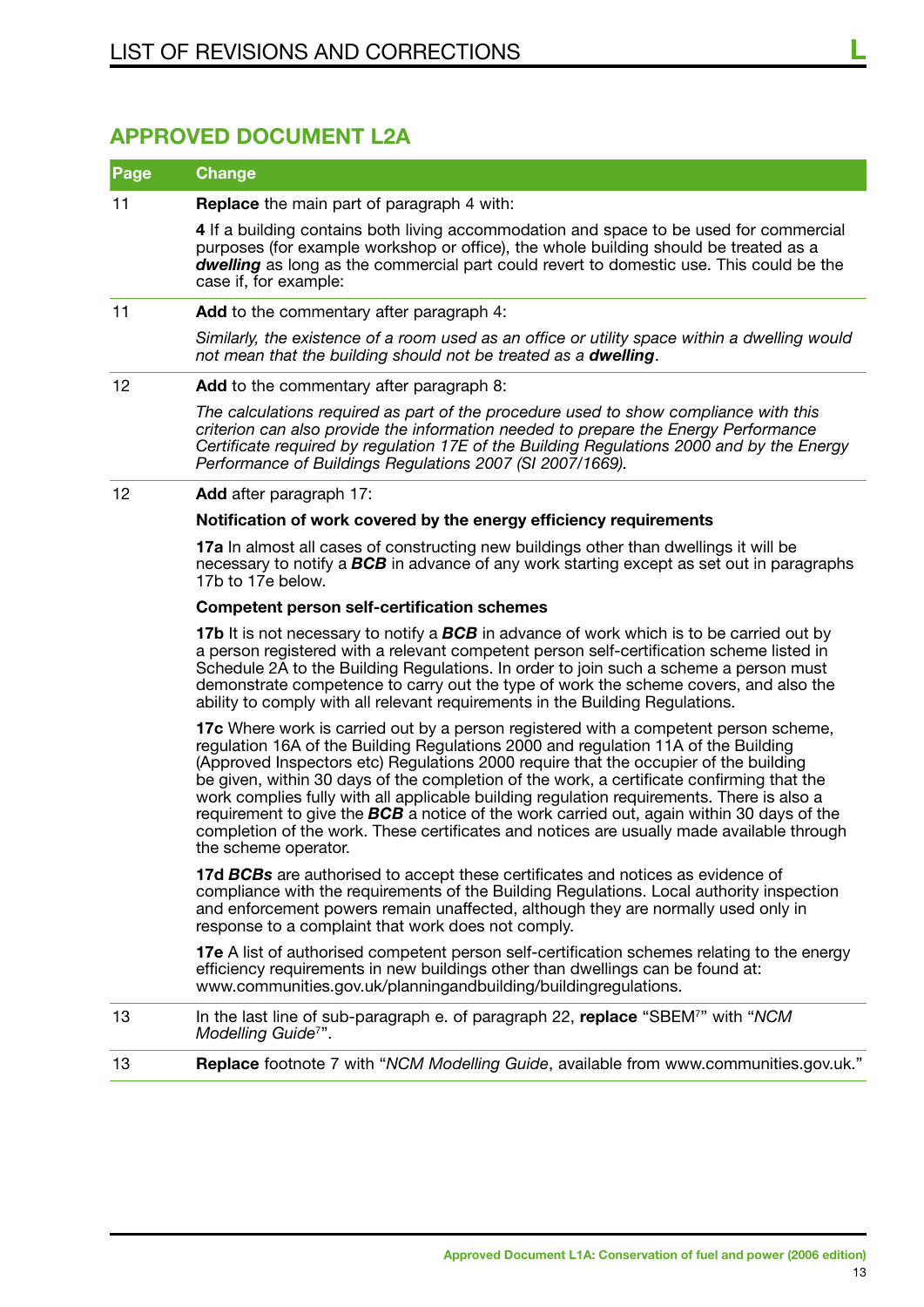# LIST OF REVISIONS AND CORRECTIONS

## APPROVED DOCUMENT L2A

| Page | Change |
|---|---|
| 11 | **Replace** the main part of paragraph 4 with:<br><br>**4** If a building contains both living accommodation and space to be used for commercial purposes (for example workshop or office), the whole building should be treated as a ***dwelling*** as long as the commercial part could revert to domestic use. This could be the case if, for example: |
| 11 | **Add** to the commentary after paragraph 4:<br><br>*Similarly, the existence of a room used as an office or utility space within a dwelling would not mean that the building should not be treated as a **dwelling**.* |
| 12 | **Add** to the commentary after paragraph 8:<br><br>*The calculations required as part of the procedure used to show compliance with this criterion can also provide the information needed to prepare the Energy Performance Certificate required by regulation 17E of the Building Regulations 2000 and by the Energy Performance of Buildings Regulations 2007 (SI 2007/1669).* |
| 12 | **Add** after paragraph 17:<br><br>**Notification of work covered by the energy efficiency requirements**<br><br>**17a** In almost all cases of constructing new buildings other than dwellings it will be necessary to notify a ***BCB*** in advance of any work starting except as set out in paragraphs 17b to 17e below.<br><br>**Competent person self-certification schemes**<br><br>**17b** It is not necessary to notify a ***BCB*** in advance of work which is to be carried out by a person registered with a relevant competent person self-certification scheme listed in Schedule 2A to the Building Regulations. In order to join such a scheme a person must demonstrate competence to carry out the type of work the scheme covers, and also the ability to comply with all relevant requirements in the Building Regulations.<br><br>**17c** Where work is carried out by a person registered with a competent person scheme, regulation 16A of the Building Regulations 2000 and regulation 11A of the Building (Approved Inspectors etc) Regulations 2000 require that the occupier of the building be given, within 30 days of the completion of the work, a certificate confirming that the work complies fully with all applicable building regulation requirements. There is also a requirement to give the ***BCB*** a notice of the work carried out, again within 30 days of the completion of the work. These certificates and notices are usually made available through the scheme operator.<br><br>**17d** ***BCBs*** are authorised to accept these certificates and notices as evidence of compliance with the requirements of the Building Regulations. Local authority inspection and enforcement powers remain unaffected, although they are normally used only in response to a complaint that work does not comply.<br><br>**17e** A list of authorised competent person self-certification schemes relating to the energy efficiency requirements in new buildings other than dwellings can be found at: www.communities.gov.uk/planningandbuilding/buildingregulations. |
| 13 | In the last line of sub-paragraph e. of paragraph 22, **replace** "SBEM[7]" with "*NCM Modelling Guide*[7]". |
| 13 | **Replace** footnote 7 with "*NCM Modelling Guide*, available from www.communities.gov.uk." |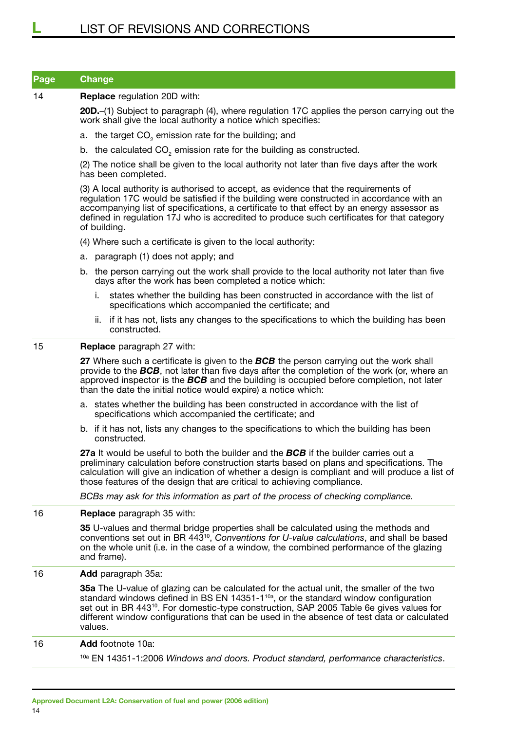# L LIST OF REVISIONS AND CORRECTIONS

| Page | Change |
|---|---|
| 14 | **Replace** regulation 20D with:<br><br>**20D.**–(1) Subject to paragraph (4), where regulation 17C applies the person carrying out the work shall give the local authority a notice which specifies:<br><br>a. the target $CO_2$ emission rate for the building; and<br><br>b. the calculated $CO_2$ emission rate for the building as constructed.<br><br>(2) The notice shall be given to the local authority not later than five days after the work has been completed.<br><br>(3) A local authority is authorised to accept, as evidence that the requirements of regulation 17C would be satisfied if the building were constructed in accordance with an accompanying list of specifications, a certificate to that effect by an energy assessor as defined in regulation 17J who is accredited to produce such certificates for that category of building.<br><br>(4) Where such a certificate is given to the local authority:<br><br>a. paragraph (1) does not apply; and<br><br>b. the person carrying out the work shall provide to the local authority not later than five days after the work has been completed a notice which:<br><br>i. states whether the building has been constructed in accordance with the list of specifications which accompanied the certificate; and<br><br>ii. if it has not, lists any changes to the specifications to which the building has been constructed. |
| 15 | **Replace** paragraph 27 with:<br><br>**27** Where such a certificate is given to the ***BCB*** the person carrying out the work shall provide to the ***BCB***, not later than five days after the completion of the work (or, where an approved inspector is the ***BCB*** and the building is occupied before completion, not later than the date the initial notice would expire) a notice which:<br><br>a. states whether the building has been constructed in accordance with the list of specifications which accompanied the certificate; and<br><br>b. if it has not, lists any changes to the specifications to which the building has been constructed.<br><br>**27a** It would be useful to both the builder and the ***BCB*** if the builder carries out a preliminary calculation before construction starts based on plans and specifications. The calculation will give an indication of whether a design is compliant and will produce a list of those features of the design that are critical to achieving compliance.<br><br>*BCBs may ask for this information as part of the process of checking compliance.* |
| 16 | **Replace** paragraph 35 with:<br><br>**35** U-values and thermal bridge properties shall be calculated using the methods and conventions set out in BR 443[10], *Conventions for U-value calculations*, and shall be based on the whole unit (i.e. in the case of a window, the combined performance of the glazing and frame). |
| 16 | **Add** paragraph 35a:<br><br>**35a** The U-value of glazing can be calculated for the actual unit, the smaller of the two standard windows defined in BS EN 14351-1[10a], or the standard window configuration set out in BR 443[10]. For domestic-type construction, SAP 2005 Table 6e gives values for different window configurations that can be used in the absence of test data or calculated values. |
| 16 | **Add** footnote 10a:<br><br>[10a] EN 14351-1:2006 *Windows and doors. Product standard, performance characteristics*. |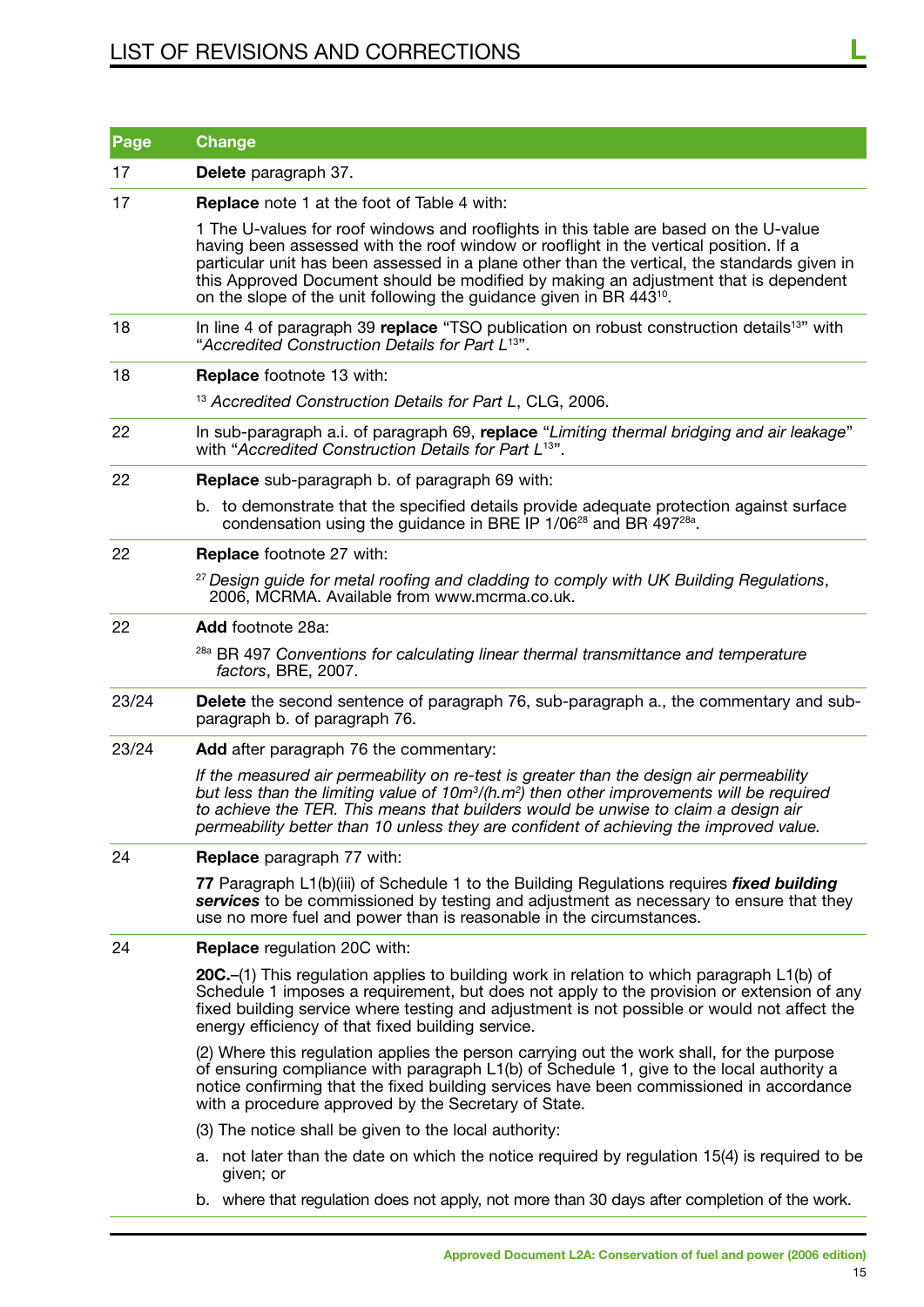# LIST OF REVISIONS AND CORRECTIONS

| Page | Change |
|---|---|
| 17 | **Delete** paragraph 37. |
| 17 | **Replace** note 1 at the foot of Table 4 with:<br><br>1 The U-values for roof windows and rooflights in this table are based on the U-value having been assessed with the roof window or rooflight in the vertical position. If a particular unit has been assessed in a plane other than the vertical, the standards given in this Approved Document should be modified by making an adjustment that is dependent on the slope of the unit following the guidance given in BR 443[10]. |
| 18 | In line 4 of paragraph 39 **replace** "TSO publication on robust construction details[13]" with "*Accredited Construction Details for Part L*[13]". |
| 18 | **Replace** footnote 13 with:<br><br>[13] *Accredited Construction Details for Part L*, CLG, 2006. |
| 22 | In sub-paragraph a.i. of paragraph 69, **replace** "*Limiting thermal bridging and air leakage*" with "*Accredited Construction Details for Part L*[13]". |
| 22 | **Replace** sub-paragraph b. of paragraph 69 with:<br><br>b. to demonstrate that the specified details provide adequate protection against surface condensation using the guidance in BRE IP 1/06[28] and BR 497[28a]. |
| 22 | **Replace** footnote 27 with:<br><br>[27] *Design guide for metal roofing and cladding to comply with UK Building Regulations*, 2006, MCRMA. Available from www.mcrma.co.uk. |
| 22 | **Add** footnote 28a:<br><br>[28a] BR 497 *Conventions for calculating linear thermal transmittance and temperature factors*, BRE, 2007. |
| 23/24 | **Delete** the second sentence of paragraph 76, sub-paragraph a., the commentary and sub-paragraph b. of paragraph 76. |
| 23/24 | **Add** after paragraph 76 the commentary:<br><br>*If the measured air permeability on re-test is greater than the design air permeability but less than the limiting value of 10m³/(h.m²) then other improvements will be required to achieve the TER. This means that builders would be unwise to claim a design air permeability better than 10 unless they are confident of achieving the improved value.* |
| 24 | **Replace** paragraph 77 with:<br><br>**77** Paragraph L1(b)(iii) of Schedule 1 to the Building Regulations requires ***fixed building services*** to be commissioned by testing and adjustment as necessary to ensure that they use no more fuel and power than is reasonable in the circumstances. |
| 24 | **Replace** regulation 20C with:<br><br>**20C.**–(1) This regulation applies to building work in relation to which paragraph L1(b) of Schedule 1 imposes a requirement, but does not apply to the provision or extension of any fixed building service where testing and adjustment is not possible or would not affect the energy efficiency of that fixed building service.<br><br>(2) Where this regulation applies the person carrying out the work shall, for the purpose of ensuring compliance with paragraph L1(b) of Schedule 1, give to the local authority a notice confirming that the fixed building services have been commissioned in accordance with a procedure approved by the Secretary of State.<br><br>(3) The notice shall be given to the local authority:<br><br>a. not later than the date on which the notice required by regulation 15(4) is required to be given; or<br><br>b. where that regulation does not apply, not more than 30 days after completion of the work. |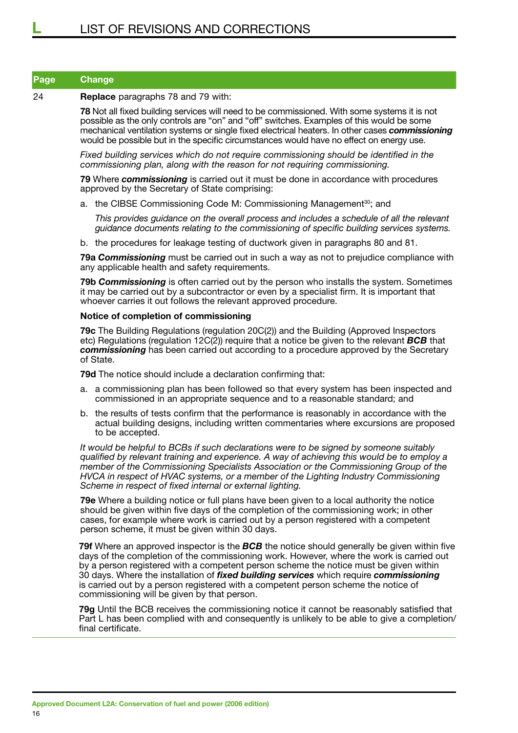# L LIST OF REVISIONS AND CORRECTIONS

| Page | Change |
|---|---|
| 24 | **Replace** paragraphs 78 and 79 with: |

**78** Not all fixed building services will need to be commissioned. With some systems it is not possible as the only controls are "on" and "off" switches. Examples of this would be some mechanical ventilation systems or single fixed electrical heaters. In other cases ***commissioning*** would be possible but in the specific circumstances would have no effect on energy use.

*Fixed building services which do not require commissioning should be identified in the commissioning plan, along with the reason for not requiring commissioning.*

**79** Where ***commissioning*** is carried out it must be done in accordance with procedures approved by the Secretary of State comprising:

a. the CIBSE Commissioning Code M: Commissioning Management[30]; and

   *This provides guidance on the overall process and includes a schedule of all the relevant guidance documents relating to the commissioning of specific building services systems.*

b. the procedures for leakage testing of ductwork given in paragraphs 80 and 81.

**79a** ***Commissioning*** must be carried out in such a way as not to prejudice compliance with any applicable health and safety requirements.

**79b** ***Commissioning*** is often carried out by the person who installs the system. Sometimes it may be carried out by a subcontractor or even by a specialist firm. It is important that whoever carries it out follows the relevant approved procedure.

**Notice of completion of commissioning**

**79c** The Building Regulations (regulation 20C(2)) and the Building (Approved Inspectors etc) Regulations (regulation 12C(2)) require that a notice be given to the relevant ***BCB*** that ***commissioning*** has been carried out according to a procedure approved by the Secretary of State.

**79d** The notice should include a declaration confirming that:

a. a commissioning plan has been followed so that every system has been inspected and commissioned in an appropriate sequence and to a reasonable standard; and

b. the results of tests confirm that the performance is reasonably in accordance with the actual building designs, including written commentaries where excursions are proposed to be accepted.

*It would be helpful to BCBs if such declarations were to be signed by someone suitably qualified by relevant training and experience. A way of achieving this would be to employ a member of the Commissioning Specialists Association or the Commissioning Group of the HVCA in respect of HVAC systems, or a member of the Lighting Industry Commissioning Scheme in respect of fixed internal or external lighting.*

**79e** Where a building notice or full plans have been given to a local authority the notice should be given within five days of the completion of the commissioning work; in other cases, for example where work is carried out by a person registered with a competent person scheme, it must be given within 30 days.

**79f** Where an approved inspector is the ***BCB*** the notice should generally be given within five days of the completion of the commissioning work. However, where the work is carried out by a person registered with a competent person scheme the notice must be given within 30 days. Where the installation of ***fixed building services*** which require ***commissioning*** is carried out by a person registered with a competent person scheme the notice of commissioning will be given by that person.

**79g** Until the BCB receives the commissioning notice it cannot be reasonably satisfied that Part L has been complied with and consequently is unlikely to be able to give a completion/final certificate.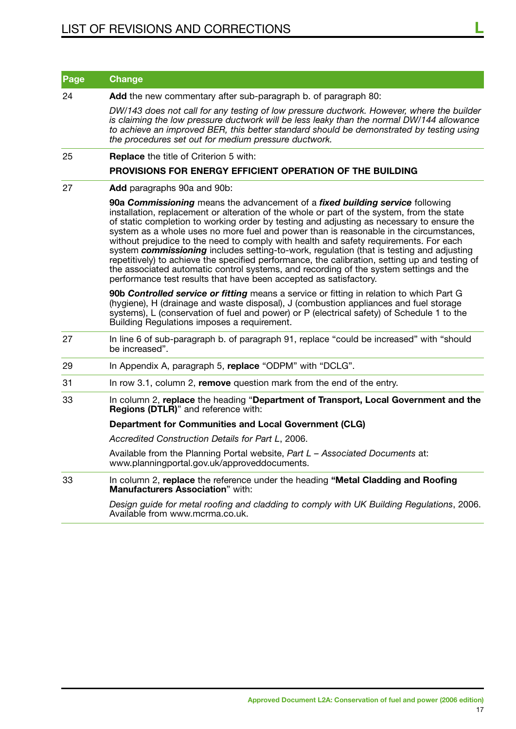# LIST OF REVISIONS AND CORRECTIONS

| Page | Change |
|---|---|
| 24 | **Add** the new commentary after sub-paragraph b. of paragraph 80:<br><br>*DW/143 does not call for any testing of low pressure ductwork. However, where the builder is claiming the low pressure ductwork will be less leaky than the normal DW/144 allowance to achieve an improved BER, this better standard should be demonstrated by testing using the procedures set out for medium pressure ductwork.* |
| 25 | **Replace** the title of Criterion 5 with:<br><br>**PROVISIONS FOR ENERGY EFFICIENT OPERATION OF THE BUILDING** |
| 27 | **Add** paragraphs 90a and 90b:<br><br>**90a *Commissioning*** means the advancement of a ***fixed building service*** following installation, replacement or alteration of the whole or part of the system, from the state of static completion to working order by testing and adjusting as necessary to ensure the system as a whole uses no more fuel and power than is reasonable in the circumstances, without prejudice to the need to comply with health and safety requirements. For each system ***commissioning*** includes setting-to-work, regulation (that is testing and adjusting repetitively) to achieve the specified performance, the calibration, setting up and testing of the associated automatic control systems, and recording of the system settings and the performance test results that have been accepted as satisfactory.<br><br>**90b *Controlled service or fitting*** means a service or fitting in relation to which Part G (hygiene), H (drainage and waste disposal), J (combustion appliances and fuel storage systems), L (conservation of fuel and power) or P (electrical safety) of Schedule 1 to the Building Regulations imposes a requirement. |
| 27 | In line 6 of sub-paragraph b. of paragraph 91, replace "could be increased" with "should be increased". |
| 29 | In Appendix A, paragraph 5, **replace** "ODPM" with "DCLG". |
| 31 | In row 3.1, column 2, **remove** question mark from the end of the entry. |
| 33 | In column 2, **replace** the heading "**Department of Transport, Local Government and the Regions (DTLR)**" and reference with:<br><br>**Department for Communities and Local Government (CLG)**<br><br>*Accredited Construction Details for Part L*, 2006.<br><br>Available from the Planning Portal website, *Part L – Associated Documents* at: www.planningportal.gov.uk/approveddocuments. |
| 33 | In column 2, **replace** the reference under the heading **"Metal Cladding and Roofing Manufacturers Association"** with:<br><br>*Design guide for metal roofing and cladding to comply with UK Building Regulations*, 2006. Available from www.mcrma.co.uk. |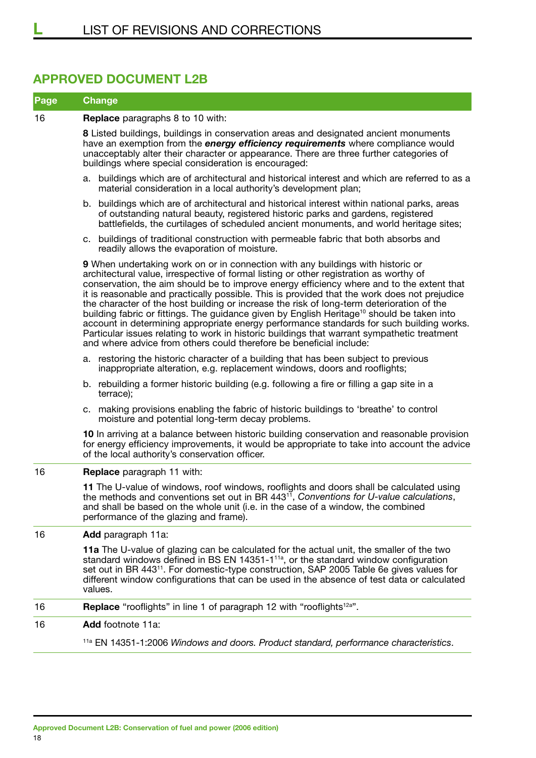## APPROVED DOCUMENT L2B

| Page | Change |
|---|---|
| 16 | **Replace** paragraphs 8 to 10 with:<br><br>**8** Listed buildings, buildings in conservation areas and designated ancient monuments have an exemption from the ***energy efficiency requirements*** where compliance would unacceptably alter their character or appearance. There are three further categories of buildings where special consideration is encouraged:<br><br>a. buildings which are of architectural and historical interest and which are referred to as a material consideration in a local authority's development plan;<br><br>b. buildings which are of architectural and historical interest within national parks, areas of outstanding natural beauty, registered historic parks and gardens, registered battlefields, the curtilages of scheduled ancient monuments, and world heritage sites;<br><br>c. buildings of traditional construction with permeable fabric that both absorbs and readily allows the evaporation of moisture.<br><br>**9** When undertaking work on or in connection with any buildings with historic or architectural value, irrespective of formal listing or other registration as worthy of conservation, the aim should be to improve energy efficiency where and to the extent that it is reasonable and practically possible. This is provided that the work does not prejudice the character of the host building or increase the risk of long-term deterioration of the building fabric or fittings. The guidance given by English Heritage[10] should be taken into account in determining appropriate energy performance standards for such building works. Particular issues relating to work in historic buildings that warrant sympathetic treatment and where advice from others could therefore be beneficial include:<br><br>a. restoring the historic character of a building that has been subject to previous inappropriate alteration, e.g. replacement windows, doors and rooflights;<br><br>b. rebuilding a former historic building (e.g. following a fire or filling a gap site in a terrace);<br><br>c. making provisions enabling the fabric of historic buildings to 'breathe' to control moisture and potential long-term decay problems.<br><br>**10** In arriving at a balance between historic building conservation and reasonable provision for energy efficiency improvements, it would be appropriate to take into account the advice of the local authority's conservation officer. |
| 16 | **Replace** paragraph 11 with:<br><br>**11** The U-value of windows, roof windows, rooflights and doors shall be calculated using the methods and conventions set out in BR 443[11], *Conventions for U-value calculations*, and shall be based on the whole unit (i.e. in the case of a window, the combined performance of the glazing and frame). |
| 16 | **Add** paragraph 11a:<br><br>**11a** The U-value of glazing can be calculated for the actual unit, the smaller of the two standard windows defined in BS EN 14351-1[11a], or the standard window configuration set out in BR 443[11]. For domestic-type construction, SAP 2005 Table 6e gives values for different window configurations that can be used in the absence of test data or calculated values. |
| 16 | **Replace** "rooflights" in line 1 of paragraph 12 with "rooflights[12a]". |
| 16 | **Add** footnote 11a:<br><br>[11a] EN 14351-1:2006 *Windows and doors. Product standard, performance characteristics*. |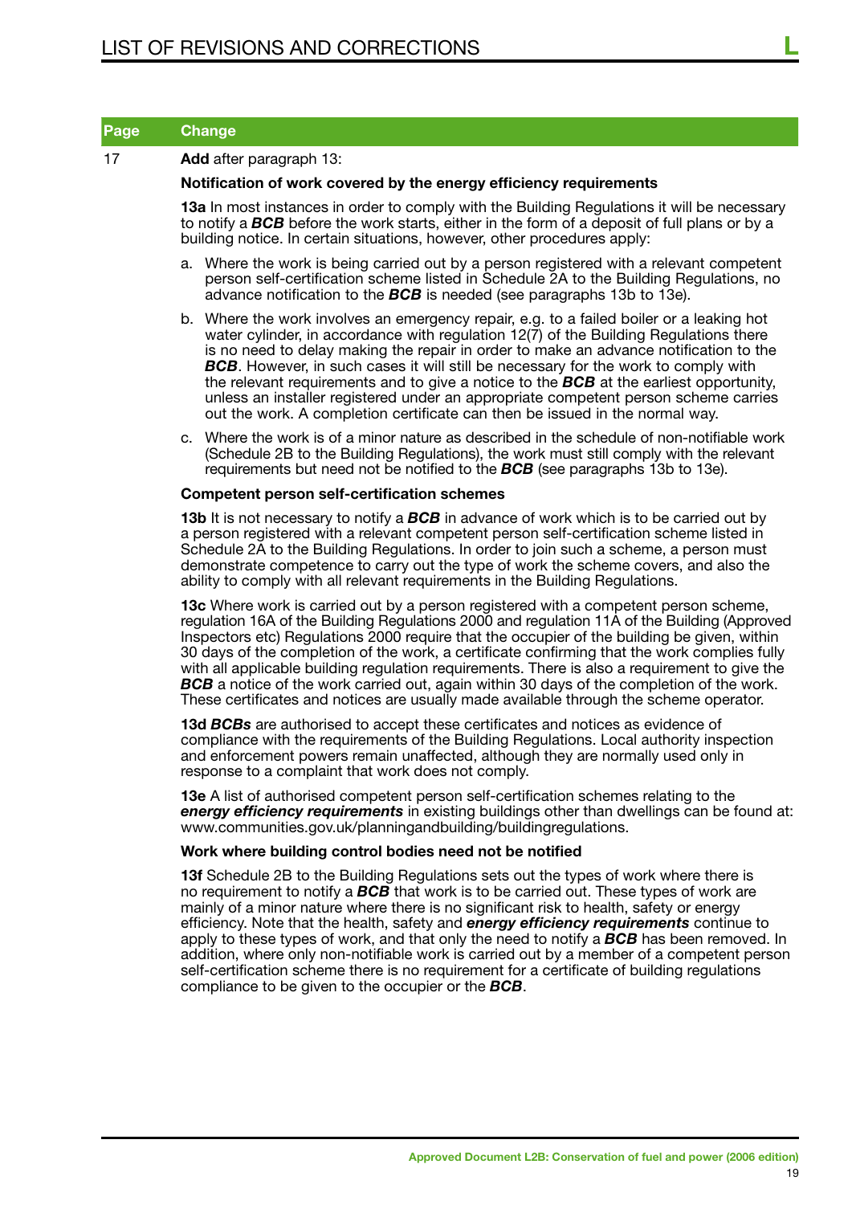# LIST OF REVISIONS AND CORRECTIONS

| Page | Change |
| --- | --- |
| 17 | **Add** after paragraph 13: |

**Notification of work covered by the energy efficiency requirements**

**13a** In most instances in order to comply with the Building Regulations it will be necessary to notify a ***BCB*** before the work starts, either in the form of a deposit of full plans or by a building notice. In certain situations, however, other procedures apply:

a. Where the work is being carried out by a person registered with a relevant competent person self-certification scheme listed in Schedule 2A to the Building Regulations, no advance notification to the ***BCB*** is needed (see paragraphs 13b to 13e).

b. Where the work involves an emergency repair, e.g. to a failed boiler or a leaking hot water cylinder, in accordance with regulation 12(7) of the Building Regulations there is no need to delay making the repair in order to make an advance notification to the ***BCB***. However, in such cases it will still be necessary for the work to comply with the relevant requirements and to give a notice to the ***BCB*** at the earliest opportunity, unless an installer registered under an appropriate competent person scheme carries out the work. A completion certificate can then be issued in the normal way.

c. Where the work is of a minor nature as described in the schedule of non-notifiable work (Schedule 2B to the Building Regulations), the work must still comply with the relevant requirements but need not be notified to the ***BCB*** (see paragraphs 13b to 13e).

**Competent person self-certification schemes**

**13b** It is not necessary to notify a ***BCB*** in advance of work which is to be carried out by a person registered with a relevant competent person self-certification scheme listed in Schedule 2A to the Building Regulations. In order to join such a scheme, a person must demonstrate competence to carry out the type of work the scheme covers, and also the ability to comply with all relevant requirements in the Building Regulations.

**13c** Where work is carried out by a person registered with a competent person scheme, regulation 16A of the Building Regulations 2000 and regulation 11A of the Building (Approved Inspectors etc) Regulations 2000 require that the occupier of the building be given, within 30 days of the completion of the work, a certificate confirming that the work complies fully with all applicable building regulation requirements. There is also a requirement to give the ***BCB*** a notice of the work carried out, again within 30 days of the completion of the work. These certificates and notices are usually made available through the scheme operator.

**13d** ***BCBs*** are authorised to accept these certificates and notices as evidence of compliance with the requirements of the Building Regulations. Local authority inspection and enforcement powers remain unaffected, although they are normally used only in response to a complaint that work does not comply.

**13e** A list of authorised competent person self-certification schemes relating to the ***energy efficiency requirements*** in existing buildings other than dwellings can be found at: www.communities.gov.uk/planningandbuilding/buildingregulations.

**Work where building control bodies need not be notified**

**13f** Schedule 2B to the Building Regulations sets out the types of work where there is no requirement to notify a ***BCB*** that work is to be carried out. These types of work are mainly of a minor nature where there is no significant risk to health, safety or energy efficiency. Note that the health, safety and ***energy efficiency requirements*** continue to apply to these types of work, and that only the need to notify a ***BCB*** has been removed. In addition, where only non-notifiable work is carried out by a member of a competent person self-certification scheme there is no requirement for a certificate of building regulations compliance to be given to the occupier or the ***BCB***.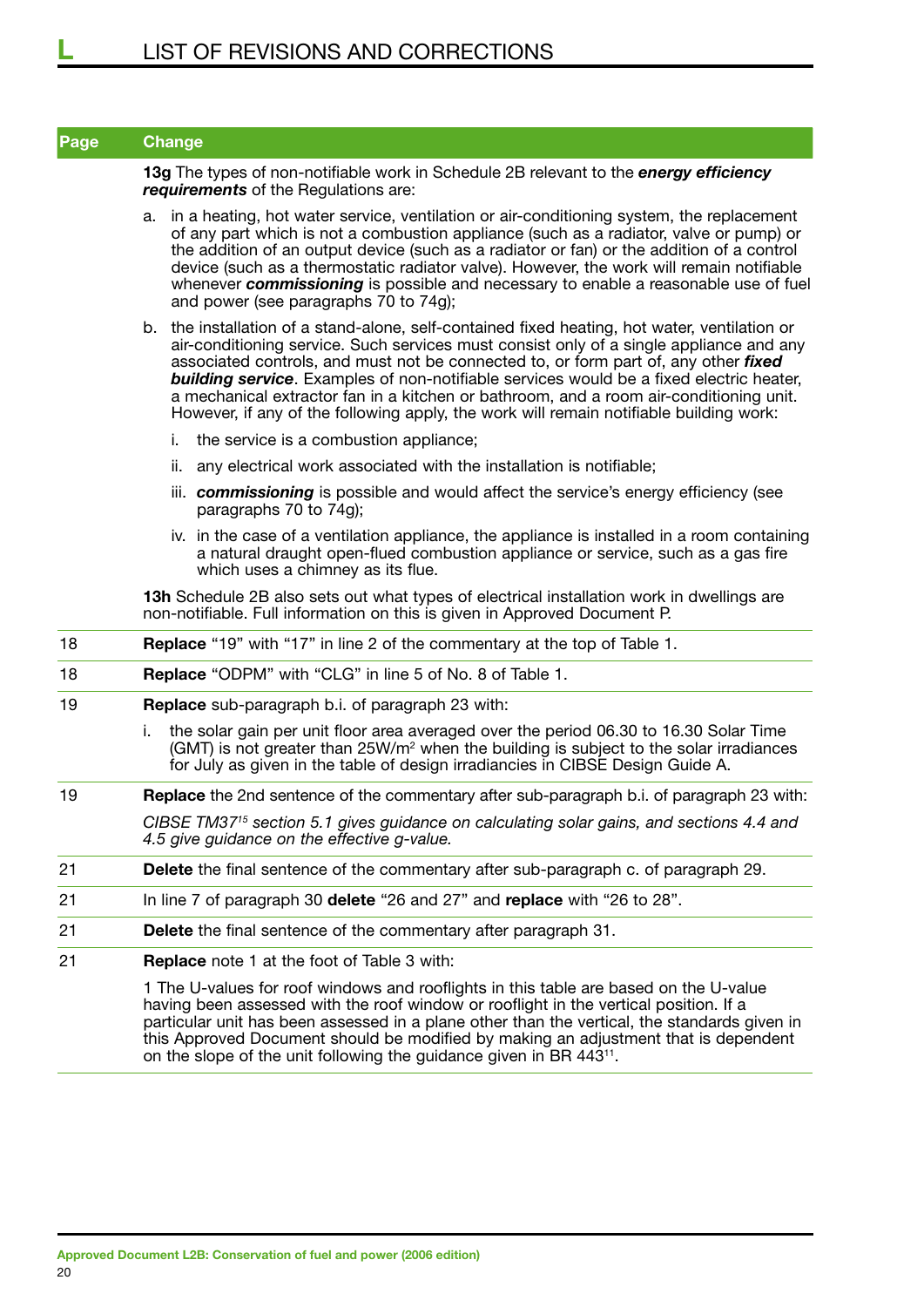# L LIST OF REVISIONS AND CORRECTIONS

| Page | Change |
|---|---|
| | **13g** The types of non-notifiable work in Schedule 2B relevant to the ***energy efficiency requirements*** of the Regulations are:<br><br>a. in a heating, hot water service, ventilation or air-conditioning system, the replacement of any part which is not a combustion appliance (such as a radiator, valve or pump) or the addition of an output device (such as a radiator or fan) or the addition of a control device (such as a thermostatic radiator valve). However, the work will remain notifiable whenever ***commissioning*** is possible and necessary to enable a reasonable use of fuel and power (see paragraphs 70 to 74g);<br><br>b. the installation of a stand-alone, self-contained fixed heating, hot water, ventilation or air-conditioning service. Such services must consist only of a single appliance and any associated controls, and must not be connected to, or form part of, any other ***fixed building service***. Examples of non-notifiable services would be a fixed electric heater, a mechanical extractor fan in a kitchen or bathroom, and a room air-conditioning unit. However, if any of the following apply, the work will remain notifiable building work:<br><br>i. the service is a combustion appliance;<br><br>ii. any electrical work associated with the installation is notifiable;<br><br>iii. ***commissioning*** is possible and would affect the service's energy efficiency (see paragraphs 70 to 74g);<br><br>iv. in the case of a ventilation appliance, the appliance is installed in a room containing a natural draught open-flued combustion appliance or service, such as a gas fire which uses a chimney as its flue.<br><br>**13h** Schedule 2B also sets out what types of electrical installation work in dwellings are non-notifiable. Full information on this is given in Approved Document P. |
| 18 | **Replace** "19" with "17" in line 2 of the commentary at the top of Table 1. |
| 18 | **Replace** "ODPM" with "CLG" in line 5 of No. 8 of Table 1. |
| 19 | **Replace** sub-paragraph b.i. of paragraph 23 with:<br><br>i. the solar gain per unit floor area averaged over the period 06.30 to 16.30 Solar Time (GMT) is not greater than 25W/m$^2$ when the building is subject to the solar irradiances for July as given in the table of design irradiancies in CIBSE Design Guide A. |
| 19 | **Replace** the 2nd sentence of the commentary after sub-paragraph b.i. of paragraph 23 with:<br><br>*CIBSE TM37[15] section 5.1 gives guidance on calculating solar gains, and sections 4.4 and 4.5 give guidance on the effective g-value.* |
| 21 | **Delete** the final sentence of the commentary after sub-paragraph c. of paragraph 29. |
| 21 | In line 7 of paragraph 30 **delete** "26 and 27" and **replace** with "26 to 28". |
| 21 | **Delete** the final sentence of the commentary after paragraph 31. |
| 21 | **Replace** note 1 at the foot of Table 3 with:<br><br>1 The U-values for roof windows and rooflights in this table are based on the U-value having been assessed with the roof window or rooflight in the vertical position. If a particular unit has been assessed in a plane other than the vertical, the standards given in this Approved Document should be modified by making an adjustment that is dependent on the slope of the unit following the guidance given in BR 443[11]. |

Approved Document L2B: Conservation of fuel and power (2006 edition)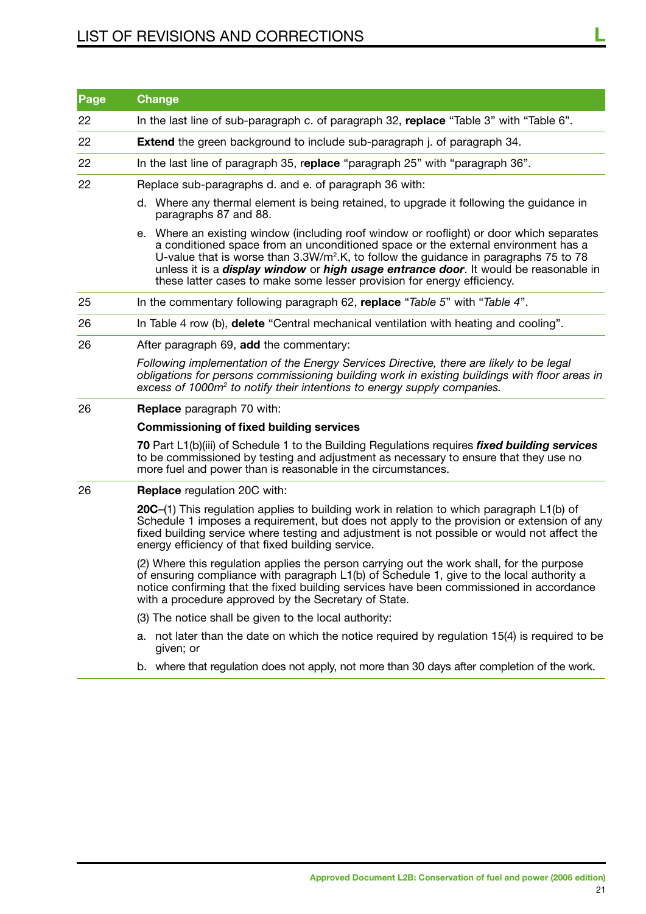# LIST OF REVISIONS AND CORRECTIONS

| Page | Change |
|---|---|
| 22 | In the last line of sub-paragraph c. of paragraph 32, **replace** "Table 3" with "Table 6". |
| 22 | **Extend** the green background to include sub-paragraph j. of paragraph 34. |
| 22 | In the last line of paragraph 35, r**eplace** "paragraph 25" with "paragraph 36". |
| 22 | Replace sub-paragraphs d. and e. of paragraph 36 with:<br>d. Where any thermal element is being retained, to upgrade it following the guidance in paragraphs 87 and 88.<br>e. Where an existing window (including roof window or rooflight) or door which separates a conditioned space from an unconditioned space or the external environment has a U-value that is worse than 3.3W/m$^2$.K, to follow the guidance in paragraphs 75 to 78 unless it is a ***display window*** or ***high usage entrance door***. It would be reasonable in these latter cases to make some lesser provision for energy efficiency. |
| 25 | In the commentary following paragraph 62, **replace** "*Table 5*" with "*Table 4*". |
| 26 | In Table 4 row (b), **delete** "Central mechanical ventilation with heating and cooling". |
| 26 | After paragraph 69, **add** the commentary:<br>*Following implementation of the Energy Services Directive, there are likely to be legal obligations for persons commissioning building work in existing buildings with floor areas in excess of 1000m$^2$ to notify their intentions to energy supply companies.* |
| 26 | **Replace** paragraph 70 with:<br>**Commissioning of fixed building services**<br>**70** Part L1(b)(iii) of Schedule 1 to the Building Regulations requires ***fixed building services*** to be commissioned by testing and adjustment as necessary to ensure that they use no more fuel and power than is reasonable in the circumstances. |
| 26 | **Replace** regulation 20C with:<br>**20C**–(1) This regulation applies to building work in relation to which paragraph L1(b) of Schedule 1 imposes a requirement, but does not apply to the provision or extension of any fixed building service where testing and adjustment is not possible or would not affect the energy efficiency of that fixed building service.<br>(2) Where this regulation applies the person carrying out the work shall, for the purpose of ensuring compliance with paragraph L1(b) of Schedule 1, give to the local authority a notice confirming that the fixed building services have been commissioned in accordance with a procedure approved by the Secretary of State.<br>(3) The notice shall be given to the local authority:<br>a. not later than the date on which the notice required by regulation 15(4) is required to be given; or<br>b. where that regulation does not apply, not more than 30 days after completion of the work. |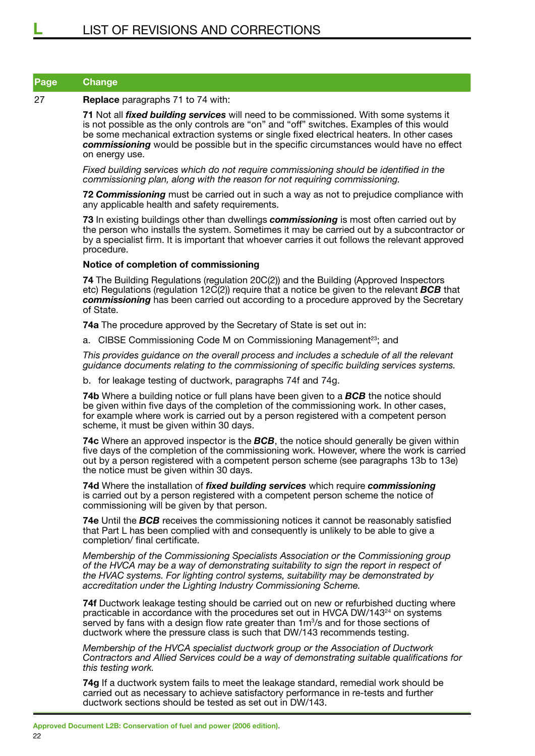# L LIST OF REVISIONS AND CORRECTIONS

| Page | Change |
|---|---|
| 27 | **Replace** paragraphs 71 to 74 with: |

**71** Not all ***fixed building services*** will need to be commissioned. With some systems it is not possible as the only controls are "on" and "off" switches. Examples of this would be some mechanical extraction systems or single fixed electrical heaters. In other cases ***commissioning*** would be possible but in the specific circumstances would have no effect on energy use.

*Fixed building services which do not require commissioning should be identified in the commissioning plan, along with the reason for not requiring commissioning.*

**72** ***Commissioning*** must be carried out in such a way as not to prejudice compliance with any applicable health and safety requirements.

**73** In existing buildings other than dwellings ***commissioning*** is most often carried out by the person who installs the system. Sometimes it may be carried out by a subcontractor or by a specialist firm. It is important that whoever carries it out follows the relevant approved procedure.

**Notice of completion of commissioning**

**74** The Building Regulations (regulation 20C(2)) and the Building (Approved Inspectors etc) Regulations (regulation 12C(2)) require that a notice be given to the relevant ***BCB*** that ***commissioning*** has been carried out according to a procedure approved by the Secretary of State.

**74a** The procedure approved by the Secretary of State is set out in:

a. CIBSE Commissioning Code M on Commissioning Management[23]; and

*This provides guidance on the overall process and includes a schedule of all the relevant guidance documents relating to the commissioning of specific building services systems.*

b. for leakage testing of ductwork, paragraphs 74f and 74g.

**74b** Where a building notice or full plans have been given to a ***BCB*** the notice should be given within five days of the completion of the commissioning work. In other cases, for example where work is carried out by a person registered with a competent person scheme, it must be given within 30 days.

**74c** Where an approved inspector is the ***BCB***, the notice should generally be given within five days of the completion of the commissioning work. However, where the work is carried out by a person registered with a competent person scheme (see paragraphs 13b to 13e) the notice must be given within 30 days.

**74d** Where the installation of ***fixed building services*** which require ***commissioning*** is carried out by a person registered with a competent person scheme the notice of commissioning will be given by that person.

**74e** Until the ***BCB*** receives the commissioning notices it cannot be reasonably satisfied that Part L has been complied with and consequently is unlikely to be able to give a completion/ final certificate.

*Membership of the Commissioning Specialists Association or the Commissioning group of the HVCA may be a way of demonstrating suitability to sign the report in respect of the HVAC systems. For lighting control systems, suitability may be demonstrated by accreditation under the Lighting Industry Commissioning Scheme.*

**74f** Ductwork leakage testing should be carried out on new or refurbished ducting where practicable in accordance with the procedures set out in HVCA DW/143[24] on systems served by fans with a design flow rate greater than $1m^3/s$ and for those sections of ductwork where the pressure class is such that DW/143 recommends testing.

*Membership of the HVCA specialist ductwork group or the Association of Ductwork Contractors and Allied Services could be a way of demonstrating suitable qualifications for this testing work.*

**74g** If a ductwork system fails to meet the leakage standard, remedial work should be carried out as necessary to achieve satisfactory performance in re-tests and further ductwork sections should be tested as set out in DW/143.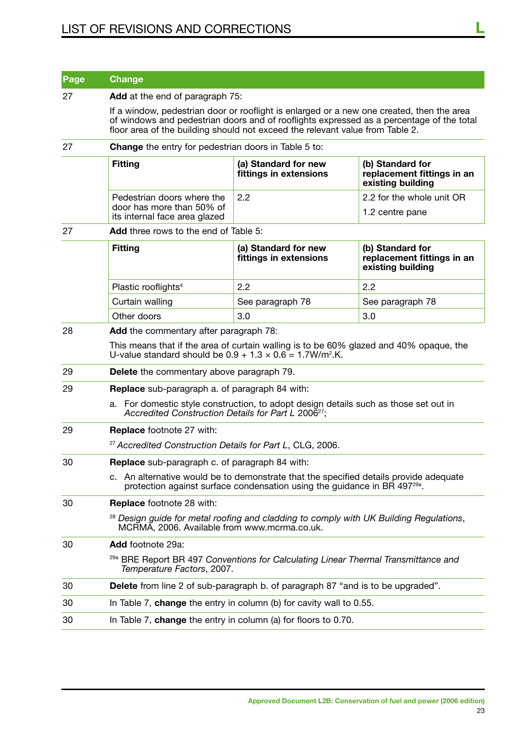# LIST OF REVISIONS AND CORRECTIONS

| Page | Change |
|---|---|
| 27 | **Add** at the end of paragraph 75: |
| | If a window, pedestrian door or rooflight is enlarged or a new one created, then the area of windows and pedestrian doors and of rooflights expressed as a percentage of the total floor area of the building should not exceed the relevant value from Table 2. |
| 27 | **Change** the entry for pedestrian doors in Table 5 to: |

| Fitting | (a) Standard for new fittings in extensions | (b) Standard for replacement fittings in an existing building |
|---|---|---|
| Pedestrian doors where the door has more than 50% of its internal face area glazed | 2.2 | 2.2 for the whole unit OR 1.2 centre pane |

| Page | Change |
|---|---|
| 27 | **Add** three rows to the end of Table 5: |

| Fitting | (a) Standard for new fittings in extensions | (b) Standard for replacement fittings in an existing building |
|---|---|---|
| Plastic rooflights[4] | 2.2 | 2.2 |
| Curtain walling | See paragraph 78 | See paragraph 78 |
| Other doors | 3.0 | 3.0 |

| Page | Change |
|---|---|
| 28 | **Add** the commentary after paragraph 78: |
| | This means that if the area of curtain walling is to be 60% glazed and 40% opaque, the U-value standard should be $0.9 + 1.3 \times 0.6 = 1.7\text{W/m}^2\text{.K}$. |
| 29 | **Delete** the commentary above paragraph 79. |
| 29 | **Replace** sub-paragraph a. of paragraph 84 with: |
| | a. For domestic style construction, to adopt design details such as those set out in *Accredited Construction Details for Part L* 2006[27]; |
| 29 | **Replace** footnote 27 with: |
| | [27] *Accredited Construction Details for Part L*, CLG, 2006. |
| 30 | **Replace** sub-paragraph c. of paragraph 84 with: |
| | c. An alternative would be to demonstrate that the specified details provide adequate protection against surface condensation using the guidance in BR 497[29a]. |
| 30 | **Replace** footnote 28 with: |
| | [28] *Design guide for metal roofing and cladding to comply with UK Building Regulations*, MCRMA, 2006. Available from www.mcrma.co.uk. |
| 30 | **Add** footnote 29a: |
| | [29a] BRE Report BR 497 *Conventions for Calculating Linear Thermal Transmittance and Temperature Factors*, 2007. |
| 30 | **Delete** from line 2 of sub-paragraph b. of paragraph 87 "and is to be upgraded". |
| 30 | In Table 7, **change** the entry in column (b) for cavity wall to 0.55. |
| 30 | In Table 7, **change** the entry in column (a) for floors to 0.70. |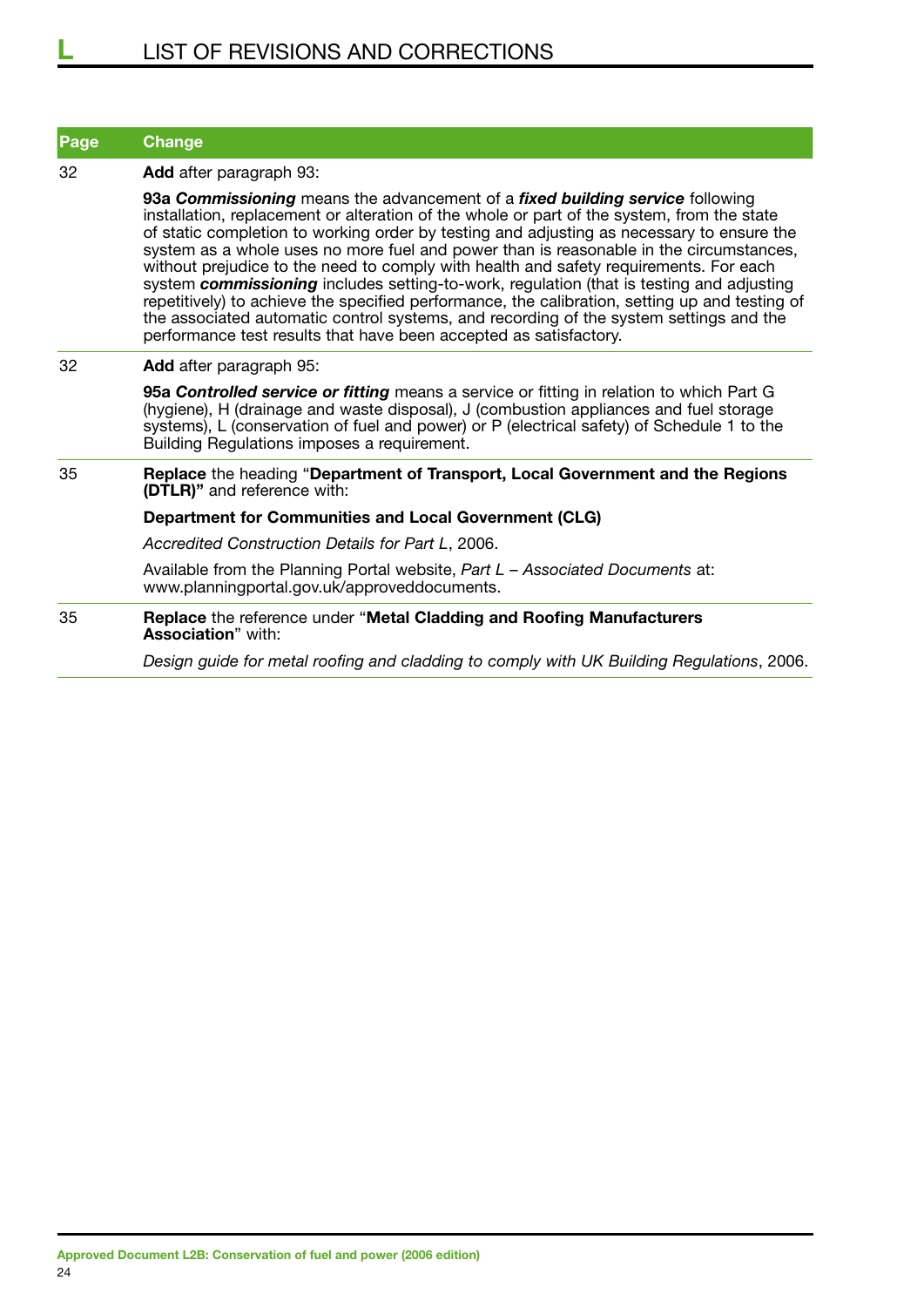# L LIST OF REVISIONS AND CORRECTIONS

| Page | Change |
|---|---|
| 32 | **Add** after paragraph 93:<br><br>**93a *Commissioning*** means the advancement of a ***fixed building service*** following installation, replacement or alteration of the whole or part of the system, from the state of static completion to working order by testing and adjusting as necessary to ensure the system as a whole uses no more fuel and power than is reasonable in the circumstances, without prejudice to the need to comply with health and safety requirements. For each system ***commissioning*** includes setting-to-work, regulation (that is testing and adjusting repetitively) to achieve the specified performance, the calibration, setting up and testing of the associated automatic control systems, and recording of the system settings and the performance test results that have been accepted as satisfactory. |
| 32 | **Add** after paragraph 95:<br><br>**95a *Controlled service or fitting*** means a service or fitting in relation to which Part G (hygiene), H (drainage and waste disposal), J (combustion appliances and fuel storage systems), L (conservation of fuel and power) or P (electrical safety) of Schedule 1 to the Building Regulations imposes a requirement. |
| 35 | **Replace** the heading "**Department of Transport, Local Government and the Regions (DTLR)"** and reference with:<br><br>**Department for Communities and Local Government (CLG)**<br><br>*Accredited Construction Details for Part L*, 2006.<br><br>Available from the Planning Portal website, *Part L – Associated Documents* at: www.planningportal.gov.uk/approveddocuments. |
| 35 | **Replace** the reference under "**Metal Cladding and Roofing Manufacturers Association**" with:<br><br>*Design guide for metal roofing and cladding to comply with UK Building Regulations*, 2006. |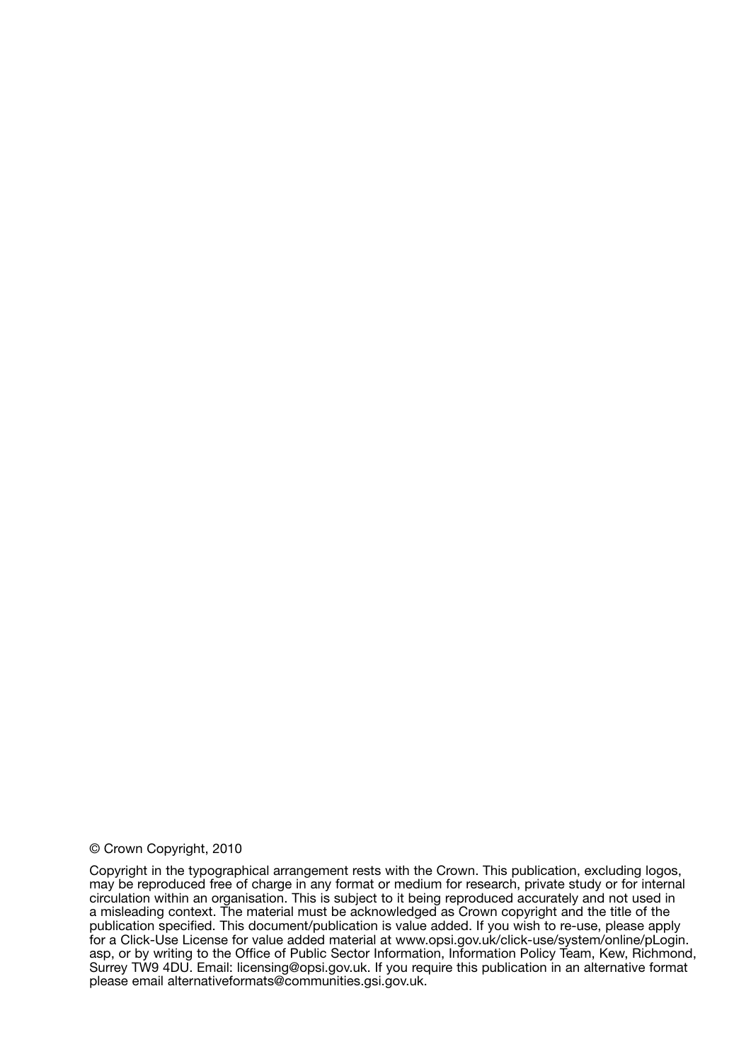© Crown Copyright, 2010

Copyright in the typographical arrangement rests with the Crown. This publication, excluding logos, may be reproduced free of charge in any format or medium for research, private study or for internal circulation within an organisation. This is subject to it being reproduced accurately and not used in a misleading context. The material must be acknowledged as Crown copyright and the title of the publication specified. This document/publication is value added. If you wish to re-use, please apply for a Click-Use License for value added material at www.opsi.gov.uk/click-use/system/online/pLogin.asp, or by writing to the Office of Public Sector Information, Information Policy Team, Kew, Richmond, Surrey TW9 4DU. Email: licensing@opsi.gov.uk. If you require this publication in an alternative format please email alternativeformats@communities.gsi.gov.uk.